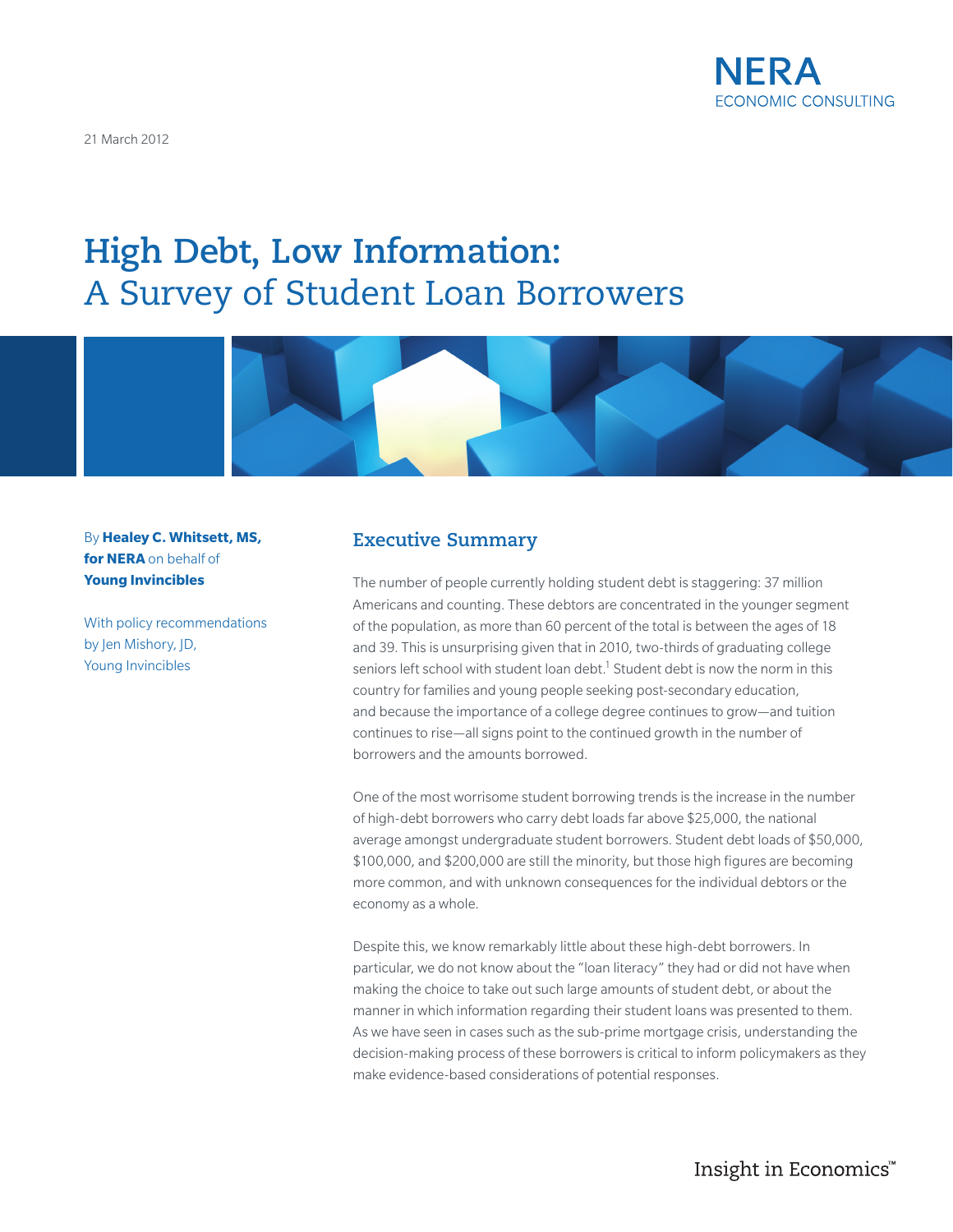NERA
ECONOMIC CONSULTING

21 March 2012

# High Debt, Low Information: A Survey of Student Loan Borrowers

By **Healey C. Whitsett, MS, for NERA** on behalf of **Young Invincibles**

With policy recommendations by Jen Mishory, JD, Young Invincibles

## Executive Summary

The number of people currently holding student debt is staggering: 37 million Americans and counting. These debtors are concentrated in the younger segment of the population, as more than 60 percent of the total is between the ages of 18 and 39. This is unsurprising given that in 2010, two-thirds of graduating college seniors left school with student loan debt.[1] Student debt is now the norm in this country for families and young people seeking post-secondary education, and because the importance of a college degree continues to grow—and tuition continues to rise—all signs point to the continued growth in the number of borrowers and the amounts borrowed.

One of the most worrisome student borrowing trends is the increase in the number of high-debt borrowers who carry debt loads far above $25,000, the national average amongst undergraduate student borrowers. Student debt loads of $50,000, $100,000, and $200,000 are still the minority, but those high figures are becoming more common, and with unknown consequences for the individual debtors or the economy as a whole.

Despite this, we know remarkably little about these high-debt borrowers. In particular, we do not know about the "loan literacy" they had or did not have when making the choice to take out such large amounts of student debt, or about the manner in which information regarding their student loans was presented to them. As we have seen in cases such as the sub-prime mortgage crisis, understanding the decision-making process of these borrowers is critical to inform policymakers as they make evidence-based considerations of potential responses.

Insight in Economics™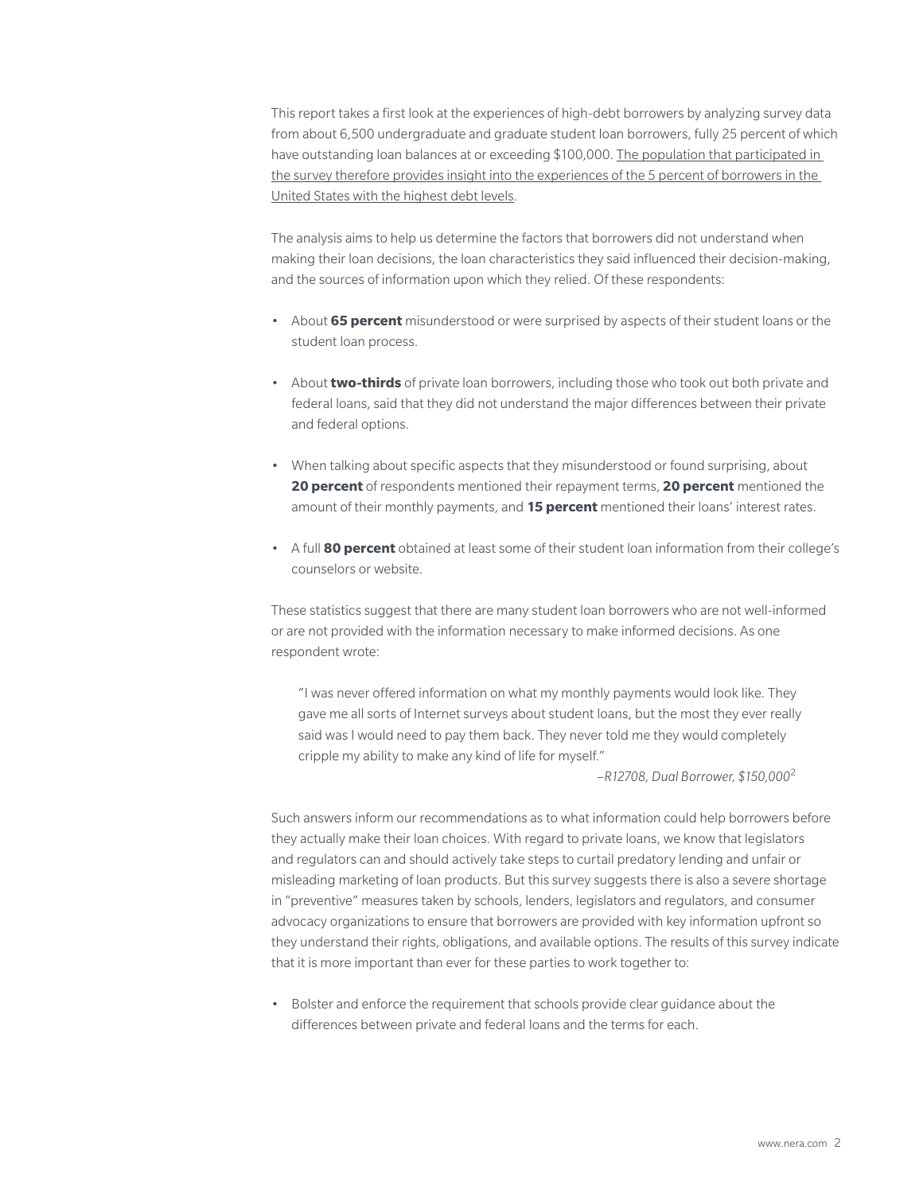This report takes a first look at the experiences of high-debt borrowers by analyzing survey data from about 6,500 undergraduate and graduate student loan borrowers, fully 25 percent of which have outstanding loan balances at or exceeding $100,000. The population that participated in the survey therefore provides insight into the experiences of the 5 percent of borrowers in the United States with the highest debt levels.

The analysis aims to help us determine the factors that borrowers did not understand when making their loan decisions, the loan characteristics they said influenced their decision-making, and the sources of information upon which they relied. Of these respondents:

- About **65 percent** misunderstood or were surprised by aspects of their student loans or the student loan process.
- About **two-thirds** of private loan borrowers, including those who took out both private and federal loans, said that they did not understand the major differences between their private and federal options.
- When talking about specific aspects that they misunderstood or found surprising, about **20 percent** of respondents mentioned their repayment terms, **20 percent** mentioned the amount of their monthly payments, and **15 percent** mentioned their loans' interest rates.
- A full **80 percent** obtained at least some of their student loan information from their college's counselors or website.

These statistics suggest that there are many student loan borrowers who are not well-informed or are not provided with the information necessary to make informed decisions. As one respondent wrote:

> "I was never offered information on what my monthly payments would look like. They gave me all sorts of Internet surveys about student loans, but the most they ever really said was I would need to pay them back. They never told me they would completely cripple my ability to make any kind of life for myself."
>
> *–R12708, Dual Borrower, $150,000*[2]

Such answers inform our recommendations as to what information could help borrowers before they actually make their loan choices. With regard to private loans, we know that legislators and regulators can and should actively take steps to curtail predatory lending and unfair or misleading marketing of loan products. But this survey suggests there is also a severe shortage in "preventive" measures taken by schools, lenders, legislators and regulators, and consumer advocacy organizations to ensure that borrowers are provided with key information upfront so they understand their rights, obligations, and available options. The results of this survey indicate that it is more important than ever for these parties to work together to:

- Bolster and enforce the requirement that schools provide clear guidance about the differences between private and federal loans and the terms for each.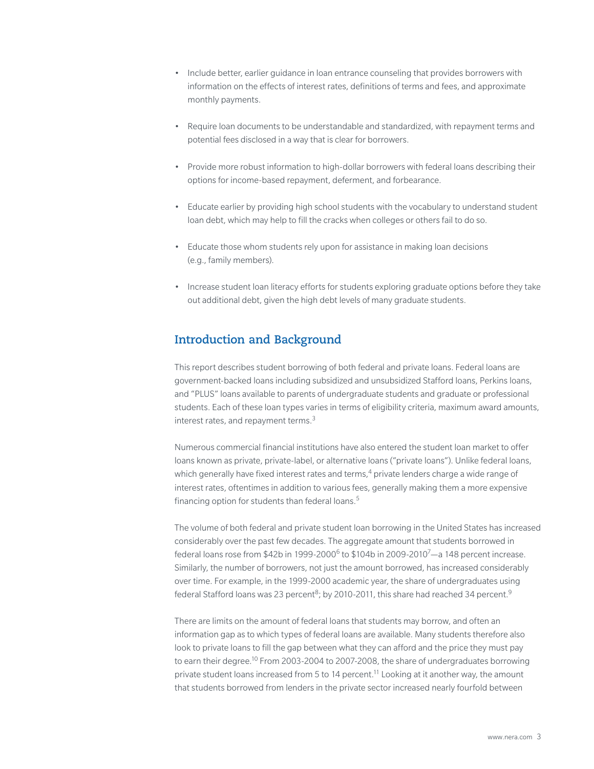- Include better, earlier guidance in loan entrance counseling that provides borrowers with information on the effects of interest rates, definitions of terms and fees, and approximate monthly payments.
- Require loan documents to be understandable and standardized, with repayment terms and potential fees disclosed in a way that is clear for borrowers.
- Provide more robust information to high-dollar borrowers with federal loans describing their options for income-based repayment, deferment, and forbearance.
- Educate earlier by providing high school students with the vocabulary to understand student loan debt, which may help to fill the cracks when colleges or others fail to do so.
- Educate those whom students rely upon for assistance in making loan decisions (e.g., family members).
- Increase student loan literacy efforts for students exploring graduate options before they take out additional debt, given the high debt levels of many graduate students.

## Introduction and Background

This report describes student borrowing of both federal and private loans. Federal loans are government-backed loans including subsidized and unsubsidized Stafford loans, Perkins loans, and "PLUS" loans available to parents of undergraduate students and graduate or professional students. Each of these loan types varies in terms of eligibility criteria, maximum award amounts, interest rates, and repayment terms.[3]

Numerous commercial financial institutions have also entered the student loan market to offer loans known as private, private-label, or alternative loans ("private loans"). Unlike federal loans, which generally have fixed interest rates and terms,[4] private lenders charge a wide range of interest rates, oftentimes in addition to various fees, generally making them a more expensive financing option for students than federal loans.[5]

The volume of both federal and private student loan borrowing in the United States has increased considerably over the past few decades. The aggregate amount that students borrowed in federal loans rose from $42b in 1999-2000[6] to $104b in 2009-2010[7]—a 148 percent increase. Similarly, the number of borrowers, not just the amount borrowed, has increased considerably over time. For example, in the 1999-2000 academic year, the share of undergraduates using federal Stafford loans was 23 percent[8]; by 2010-2011, this share had reached 34 percent.[9]

There are limits on the amount of federal loans that students may borrow, and often an information gap as to which types of federal loans are available. Many students therefore also look to private loans to fill the gap between what they can afford and the price they must pay to earn their degree.[10] From 2003-2004 to 2007-2008, the share of undergraduates borrowing private student loans increased from 5 to 14 percent.[11] Looking at it another way, the amount that students borrowed from lenders in the private sector increased nearly fourfold between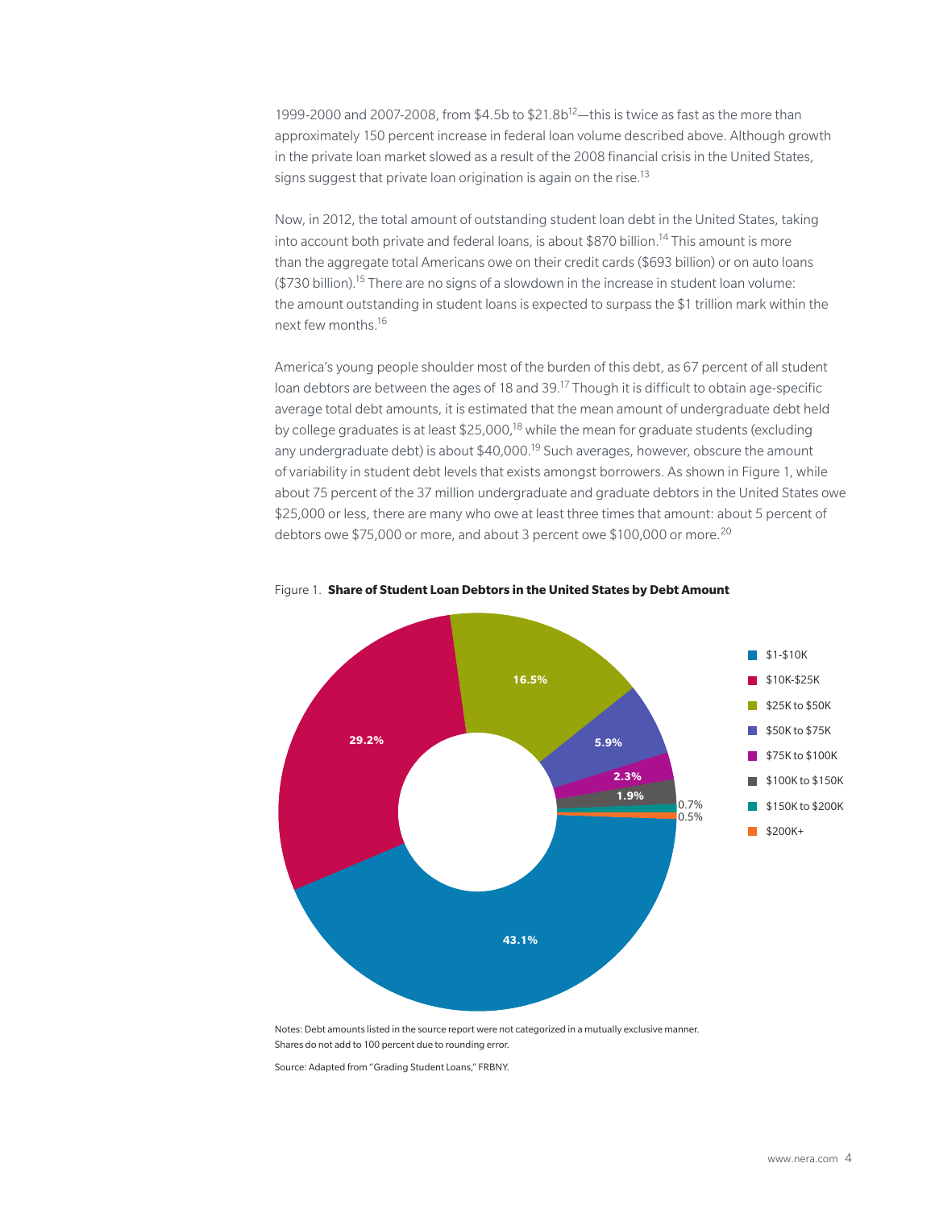1999-2000 and 2007-2008, from $4.5b to $21.8b[12]—this is twice as fast as the more than approximately 150 percent increase in federal loan volume described above. Although growth in the private loan market slowed as a result of the 2008 financial crisis in the United States, signs suggest that private loan origination is again on the rise.[13]

Now, in 2012, the total amount of outstanding student loan debt in the United States, taking into account both private and federal loans, is about $870 billion.[14] This amount is more than the aggregate total Americans owe on their credit cards ($693 billion) or on auto loans ($730 billion).[15] There are no signs of a slowdown in the increase in student loan volume: the amount outstanding in student loans is expected to surpass the $1 trillion mark within the next few months.[16]

America's young people shoulder most of the burden of this debt, as 67 percent of all student loan debtors are between the ages of 18 and 39.[17] Though it is difficult to obtain age-specific average total debt amounts, it is estimated that the mean amount of undergraduate debt held by college graduates is at least $25,000,[18] while the mean for graduate students (excluding any undergraduate debt) is about $40,000.[19] Such averages, however, obscure the amount of variability in student debt levels that exists amongst borrowers. As shown in Figure 1, while about 75 percent of the 37 million undergraduate and graduate debtors in the United States owe $25,000 or less, there are many who owe at least three times that amount: about 5 percent of debtors owe $75,000 or more, and about 3 percent owe $100,000 or more.[20]

Figure 1. **Share of Student Loan Debtors in the United States by Debt Amount**

| Debt Amount | Share |
|---|---|
| $1-$10K | 43.1% |
| $10K-$25K | 29.2% |
| $25K to $50K | 16.5% |
| $50K to $75K | 5.9% |
| $75K to $100K | 2.3% |
| $100K to $150K | 1.9% |
| $150K to $200K | 0.7% |
| $200K+ | 0.5% |

Notes: Debt amounts listed in the source report were not categorized in a mutually exclusive manner. Shares do not add to 100 percent due to rounding error.

Source: Adapted from "Grading Student Loans," FRBNY.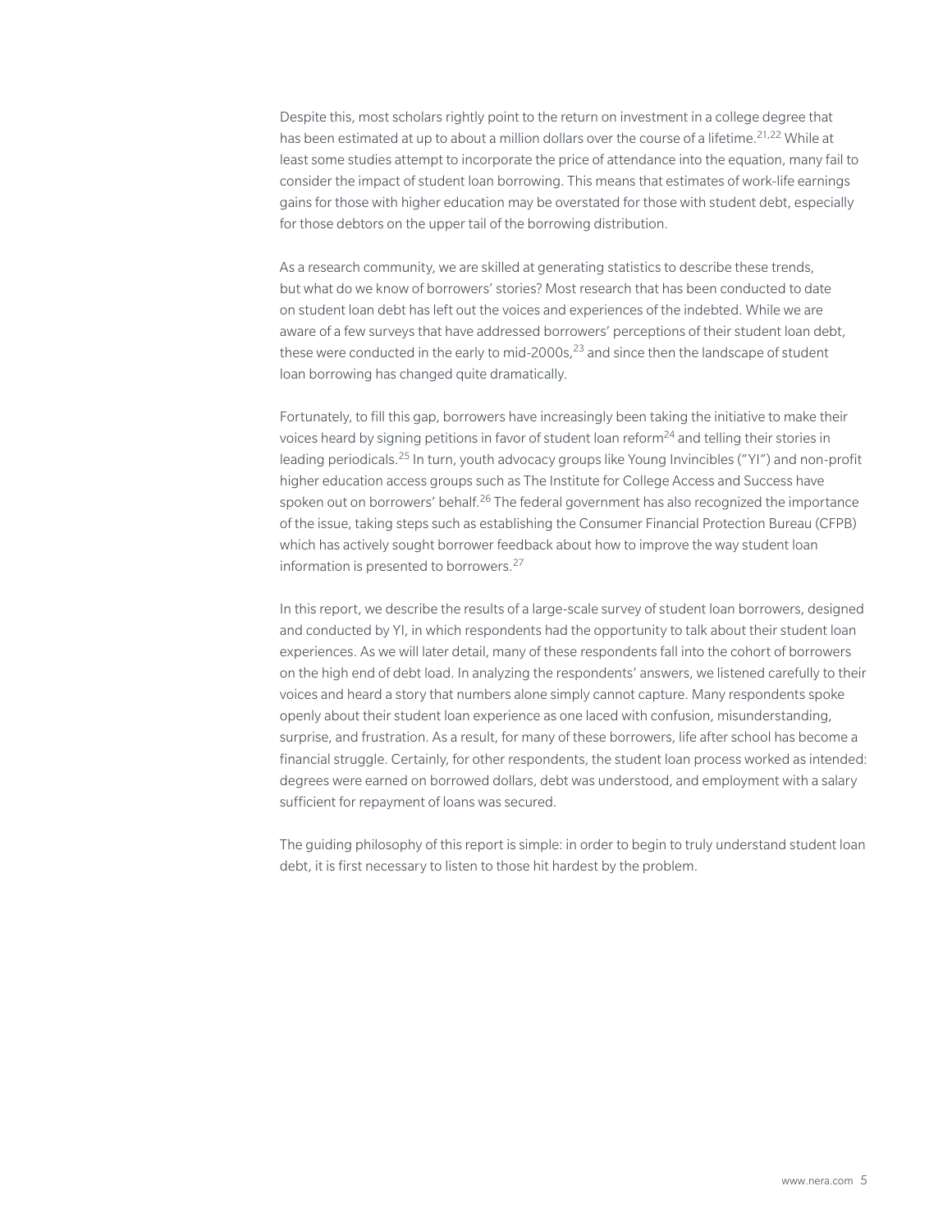Despite this, most scholars rightly point to the return on investment in a college degree that has been estimated at up to about a million dollars over the course of a lifetime.[21,22] While at least some studies attempt to incorporate the price of attendance into the equation, many fail to consider the impact of student loan borrowing. This means that estimates of work-life earnings gains for those with higher education may be overstated for those with student debt, especially for those debtors on the upper tail of the borrowing distribution.

As a research community, we are skilled at generating statistics to describe these trends, but what do we know of borrowers' stories? Most research that has been conducted to date on student loan debt has left out the voices and experiences of the indebted. While we are aware of a few surveys that have addressed borrowers' perceptions of their student loan debt, these were conducted in the early to mid-2000s,[23] and since then the landscape of student loan borrowing has changed quite dramatically.

Fortunately, to fill this gap, borrowers have increasingly been taking the initiative to make their voices heard by signing petitions in favor of student loan reform[24] and telling their stories in leading periodicals.[25] In turn, youth advocacy groups like Young Invincibles ("YI") and non-profit higher education access groups such as The Institute for College Access and Success have spoken out on borrowers' behalf.[26] The federal government has also recognized the importance of the issue, taking steps such as establishing the Consumer Financial Protection Bureau (CFPB) which has actively sought borrower feedback about how to improve the way student loan information is presented to borrowers.[27]

In this report, we describe the results of a large-scale survey of student loan borrowers, designed and conducted by YI, in which respondents had the opportunity to talk about their student loan experiences. As we will later detail, many of these respondents fall into the cohort of borrowers on the high end of debt load. In analyzing the respondents' answers, we listened carefully to their voices and heard a story that numbers alone simply cannot capture. Many respondents spoke openly about their student loan experience as one laced with confusion, misunderstanding, surprise, and frustration. As a result, for many of these borrowers, life after school has become a financial struggle. Certainly, for other respondents, the student loan process worked as intended: degrees were earned on borrowed dollars, debt was understood, and employment with a salary sufficient for repayment of loans was secured.

The guiding philosophy of this report is simple: in order to begin to truly understand student loan debt, it is first necessary to listen to those hit hardest by the problem.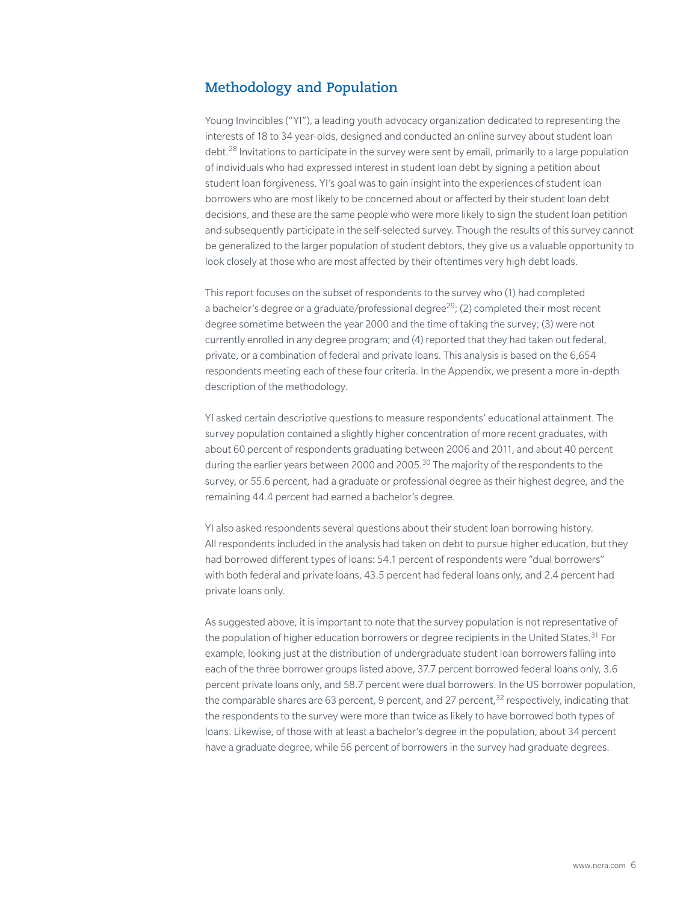## Methodology and Population

Young Invincibles ("YI"), a leading youth advocacy organization dedicated to representing the interests of 18 to 34 year-olds, designed and conducted an online survey about student loan debt.[28] Invitations to participate in the survey were sent by email, primarily to a large population of individuals who had expressed interest in student loan debt by signing a petition about student loan forgiveness. YI's goal was to gain insight into the experiences of student loan borrowers who are most likely to be concerned about or affected by their student loan debt decisions, and these are the same people who were more likely to sign the student loan petition and subsequently participate in the self-selected survey. Though the results of this survey cannot be generalized to the larger population of student debtors, they give us a valuable opportunity to look closely at those who are most affected by their oftentimes very high debt loads.

This report focuses on the subset of respondents to the survey who (1) had completed a bachelor's degree or a graduate/professional degree[29]; (2) completed their most recent degree sometime between the year 2000 and the time of taking the survey; (3) were not currently enrolled in any degree program; and (4) reported that they had taken out federal, private, or a combination of federal and private loans. This analysis is based on the 6,654 respondents meeting each of these four criteria. In the Appendix, we present a more in-depth description of the methodology.

YI asked certain descriptive questions to measure respondents' educational attainment. The survey population contained a slightly higher concentration of more recent graduates, with about 60 percent of respondents graduating between 2006 and 2011, and about 40 percent during the earlier years between 2000 and 2005.[30] The majority of the respondents to the survey, or 55.6 percent, had a graduate or professional degree as their highest degree, and the remaining 44.4 percent had earned a bachelor's degree.

YI also asked respondents several questions about their student loan borrowing history. All respondents included in the analysis had taken on debt to pursue higher education, but they had borrowed different types of loans: 54.1 percent of respondents were "dual borrowers" with both federal and private loans, 43.5 percent had federal loans only, and 2.4 percent had private loans only.

As suggested above, it is important to note that the survey population is not representative of the population of higher education borrowers or degree recipients in the United States.[31] For example, looking just at the distribution of undergraduate student loan borrowers falling into each of the three borrower groups listed above, 37.7 percent borrowed federal loans only, 3.6 percent private loans only, and 58.7 percent were dual borrowers. In the US borrower population, the comparable shares are 63 percent, 9 percent, and 27 percent,[32] respectively, indicating that the respondents to the survey were more than twice as likely to have borrowed both types of loans. Likewise, of those with at least a bachelor's degree in the population, about 34 percent have a graduate degree, while 56 percent of borrowers in the survey had graduate degrees.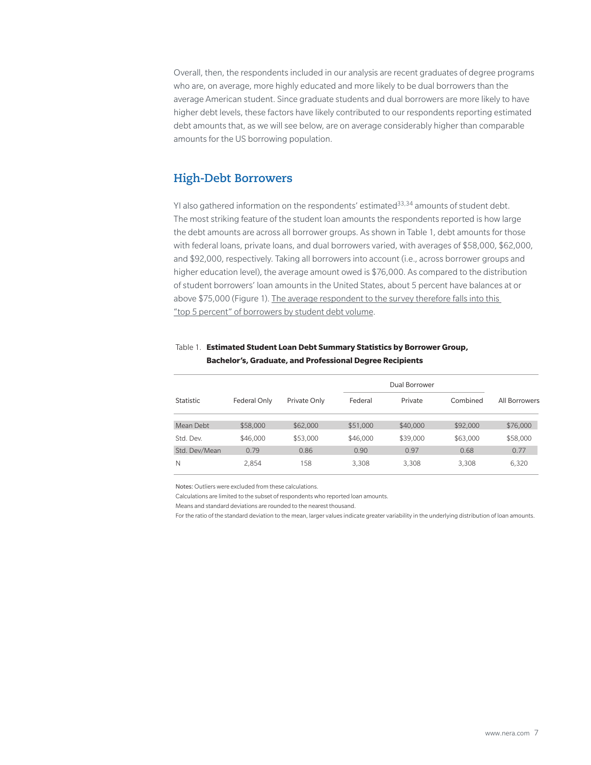Overall, then, the respondents included in our analysis are recent graduates of degree programs who are, on average, more highly educated and more likely to be dual borrowers than the average American student. Since graduate students and dual borrowers are more likely to have higher debt levels, these factors have likely contributed to our respondents reporting estimated debt amounts that, as we will see below, are on average considerably higher than comparable amounts for the US borrowing population.

## High-Debt Borrowers

YI also gathered information on the respondents' estimated[33,34] amounts of student debt. The most striking feature of the student loan amounts the respondents reported is how large the debt amounts are across all borrower groups. As shown in Table 1, debt amounts for those with federal loans, private loans, and dual borrowers varied, with averages of $58,000, $62,000, and $92,000, respectively. Taking all borrowers into account (i.e., across borrower groups and higher education level), the average amount owed is $76,000. As compared to the distribution of student borrowers' loan amounts in the United States, about 5 percent have balances at or above $75,000 (Figure 1). <u>The average respondent to the survey therefore falls into this "top 5 percent" of borrowers by student debt volume</u>.

Table 1. **Estimated Student Loan Debt Summary Statistics by Borrower Group, Bachelor's, Graduate, and Professional Degree Recipients**

| Statistic | Federal Only | Private Only | Dual Borrower | | | All Borrowers |
|---|---|---|---|---|---|---|
| | | | Federal | Private | Combined | |
| Mean Debt | $58,000 | $62,000 | $51,000 | $40,000 | $92,000 | $76,000 |
| Std. Dev. | $46,000 | $53,000 | $46,000 | $39,000 | $63,000 | $58,000 |
| Std. Dev/Mean | 0.79 | 0.86 | 0.90 | 0.97 | 0.68 | 0.77 |
| N | 2,854 | 158 | 3,308 | 3,308 | 3,308 | 6,320 |

Notes: Outliers were excluded from these calculations.

Calculations are limited to the subset of respondents who reported loan amounts.

Means and standard deviations are rounded to the nearest thousand.

For the ratio of the standard deviation to the mean, larger values indicate greater variability in the underlying distribution of loan amounts.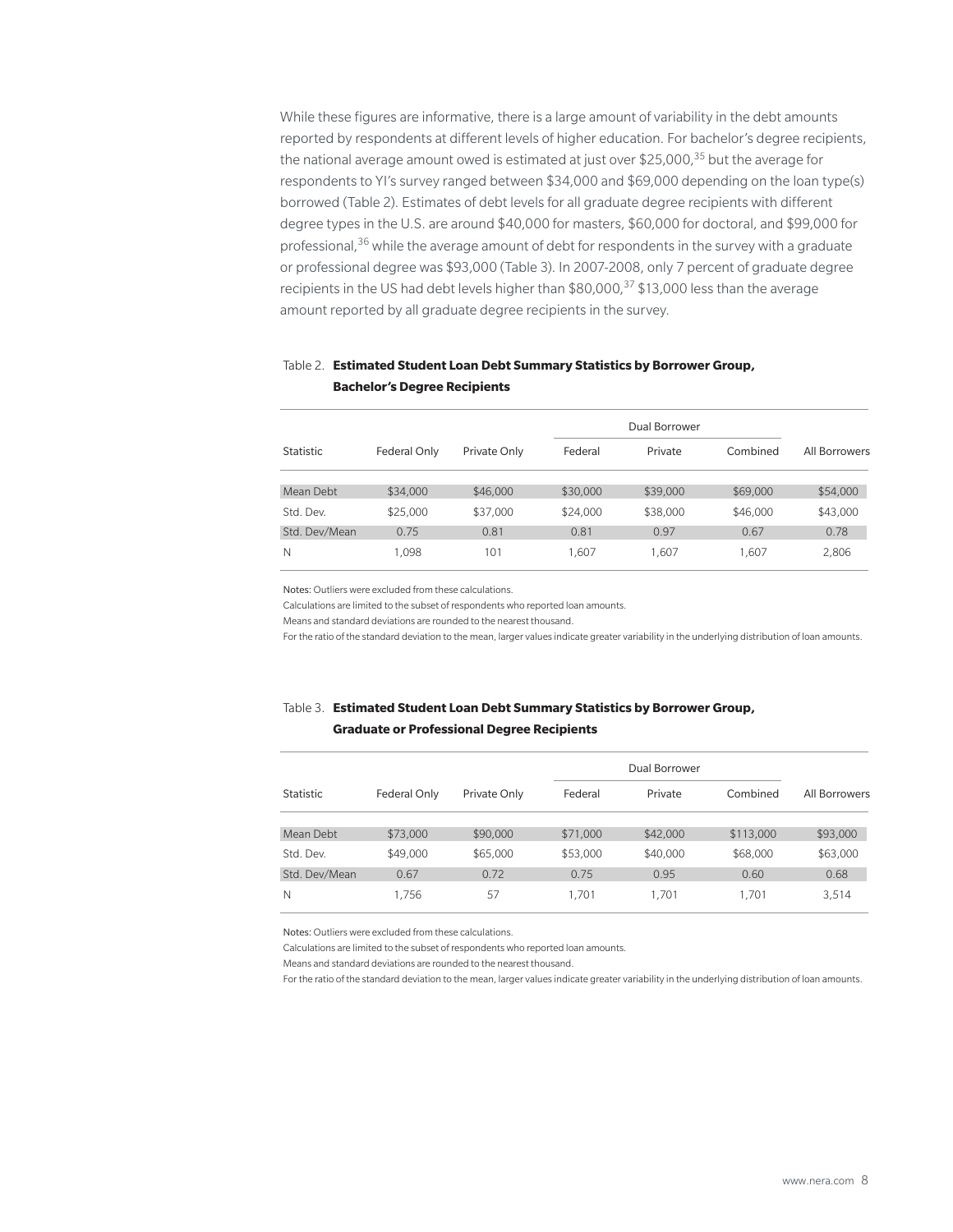While these figures are informative, there is a large amount of variability in the debt amounts reported by respondents at different levels of higher education. For bachelor's degree recipients, the national average amount owed is estimated at just over $25,000,[35] but the average for respondents to YI's survey ranged between $34,000 and $69,000 depending on the loan type(s) borrowed (Table 2). Estimates of debt levels for all graduate degree recipients with different degree types in the U.S. are around $40,000 for masters, $60,000 for doctoral, and $99,000 for professional,[36] while the average amount of debt for respondents in the survey with a graduate or professional degree was $93,000 (Table 3). In 2007-2008, only 7 percent of graduate degree recipients in the US had debt levels higher than $80,000,[37] $13,000 less than the average amount reported by all graduate degree recipients in the survey.

Table 2. **Estimated Student Loan Debt Summary Statistics by Borrower Group, Bachelor's Degree Recipients**

| | | | Dual Borrower | | | |
|---|---|---|---|---|---|---|
| Statistic | Federal Only | Private Only | Federal | Private | Combined | All Borrowers |
| Mean Debt | $34,000 | $46,000 | $30,000 | $39,000 | $69,000 | $54,000 |
| Std. Dev. | $25,000 | $37,000 | $24,000 | $38,000 | $46,000 | $43,000 |
| Std. Dev/Mean | 0.75 | 0.81 | 0.81 | 0.97 | 0.67 | 0.78 |
| N | 1,098 | 101 | 1,607 | 1,607 | 1,607 | 2,806 |

Notes: Outliers were excluded from these calculations.

Calculations are limited to the subset of respondents who reported loan amounts.

Means and standard deviations are rounded to the nearest thousand.

For the ratio of the standard deviation to the mean, larger values indicate greater variability in the underlying distribution of loan amounts.

Table 3. **Estimated Student Loan Debt Summary Statistics by Borrower Group, Graduate or Professional Degree Recipients**

| | | | Dual Borrower | | | |
|---|---|---|---|---|---|---|
| Statistic | Federal Only | Private Only | Federal | Private | Combined | All Borrowers |
| Mean Debt | $73,000 | $90,000 | $71,000 | $42,000 | $113,000 | $93,000 |
| Std. Dev. | $49,000 | $65,000 | $53,000 | $40,000 | $68,000 | $63,000 |
| Std. Dev/Mean | 0.67 | 0.72 | 0.75 | 0.95 | 0.60 | 0.68 |
| N | 1,756 | 57 | 1,701 | 1,701 | 1,701 | 3,514 |

Notes: Outliers were excluded from these calculations.

Calculations are limited to the subset of respondents who reported loan amounts.

Means and standard deviations are rounded to the nearest thousand.

For the ratio of the standard deviation to the mean, larger values indicate greater variability in the underlying distribution of loan amounts.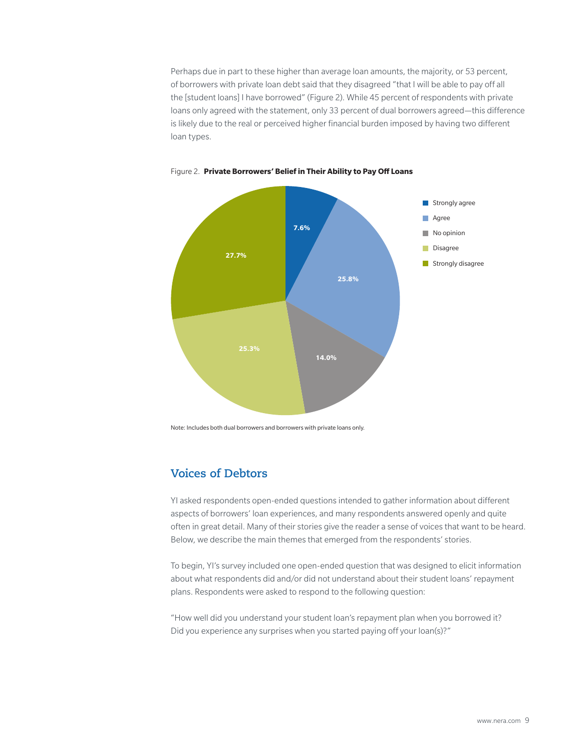Perhaps due in part to these higher than average loan amounts, the majority, or 53 percent, of borrowers with private loan debt said that they disagreed "that I will be able to pay off all the [student loans] I have borrowed" (Figure 2). While 45 percent of respondents with private loans only agreed with the statement, only 33 percent of dual borrowers agreed—this difference is likely due to the real or perceived higher financial burden imposed by having two different loan types.

Figure 2. **Private Borrowers' Belief in Their Ability to Pay Off Loans**

| Response | Percent |
| --- | --- |
| Strongly agree | 7.6% |
| Agree | 25.8% |
| No opinion | 14.0% |
| Disagree | 25.3% |
| Strongly disagree | 27.7% |

Note: Includes both dual borrowers and borrowers with private loans only.

## Voices of Debtors

YI asked respondents open-ended questions intended to gather information about different aspects of borrowers' loan experiences, and many respondents answered openly and quite often in great detail. Many of their stories give the reader a sense of voices that want to be heard. Below, we describe the main themes that emerged from the respondents' stories.

To begin, YI's survey included one open-ended question that was designed to elicit information about what respondents did and/or did not understand about their student loans' repayment plans. Respondents were asked to respond to the following question:

"How well did you understand your student loan's repayment plan when you borrowed it? Did you experience any surprises when you started paying off your loan(s)?"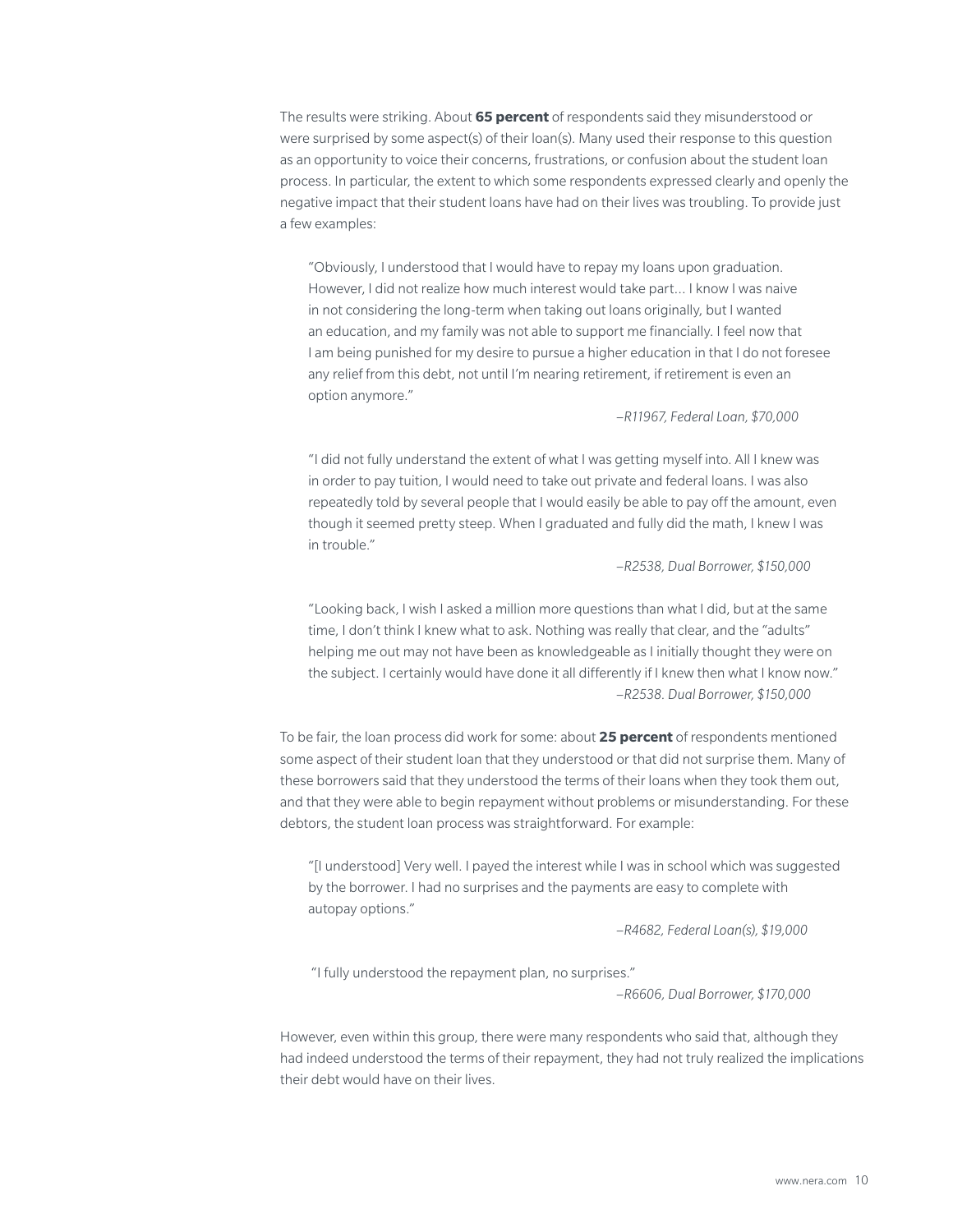The results were striking. About **65 percent** of respondents said they misunderstood or were surprised by some aspect(s) of their loan(s). Many used their response to this question as an opportunity to voice their concerns, frustrations, or confusion about the student loan process. In particular, the extent to which some respondents expressed clearly and openly the negative impact that their student loans have had on their lives was troubling. To provide just a few examples:

> "Obviously, I understood that I would have to repay my loans upon graduation. However, I did not realize how much interest would take part... I know I was naive in not considering the long-term when taking out loans originally, but I wanted an education, and my family was not able to support me financially. I feel now that I am being punished for my desire to pursue a higher education in that I do not foresee any relief from this debt, not until I'm nearing retirement, if retirement is even an option anymore."
>
> *–R11967, Federal Loan, $70,000*

> "I did not fully understand the extent of what I was getting myself into. All I knew was in order to pay tuition, I would need to take out private and federal loans. I was also repeatedly told by several people that I would easily be able to pay off the amount, even though it seemed pretty steep. When I graduated and fully did the math, I knew I was in trouble."
>
> *–R2538, Dual Borrower, $150,000*

> "Looking back, I wish I asked a million more questions than what I did, but at the same time, I don't think I knew what to ask. Nothing was really that clear, and the "adults" helping me out may not have been as knowledgeable as I initially thought they were on the subject. I certainly would have done it all differently if I knew then what I know now."
>
> *–R2538. Dual Borrower, $150,000*

To be fair, the loan process did work for some: about **25 percent** of respondents mentioned some aspect of their student loan that they understood or that did not surprise them. Many of these borrowers said that they understood the terms of their loans when they took them out, and that they were able to begin repayment without problems or misunderstanding. For these debtors, the student loan process was straightforward. For example:

> "[I understood] Very well. I payed the interest while I was in school which was suggested by the borrower. I had no surprises and the payments are easy to complete with autopay options."
>
> *–R4682, Federal Loan(s), $19,000*

> "I fully understood the repayment plan, no surprises."
>
> *–R6606, Dual Borrower, $170,000*

However, even within this group, there were many respondents who said that, although they had indeed understood the terms of their repayment, they had not truly realized the implications their debt would have on their lives.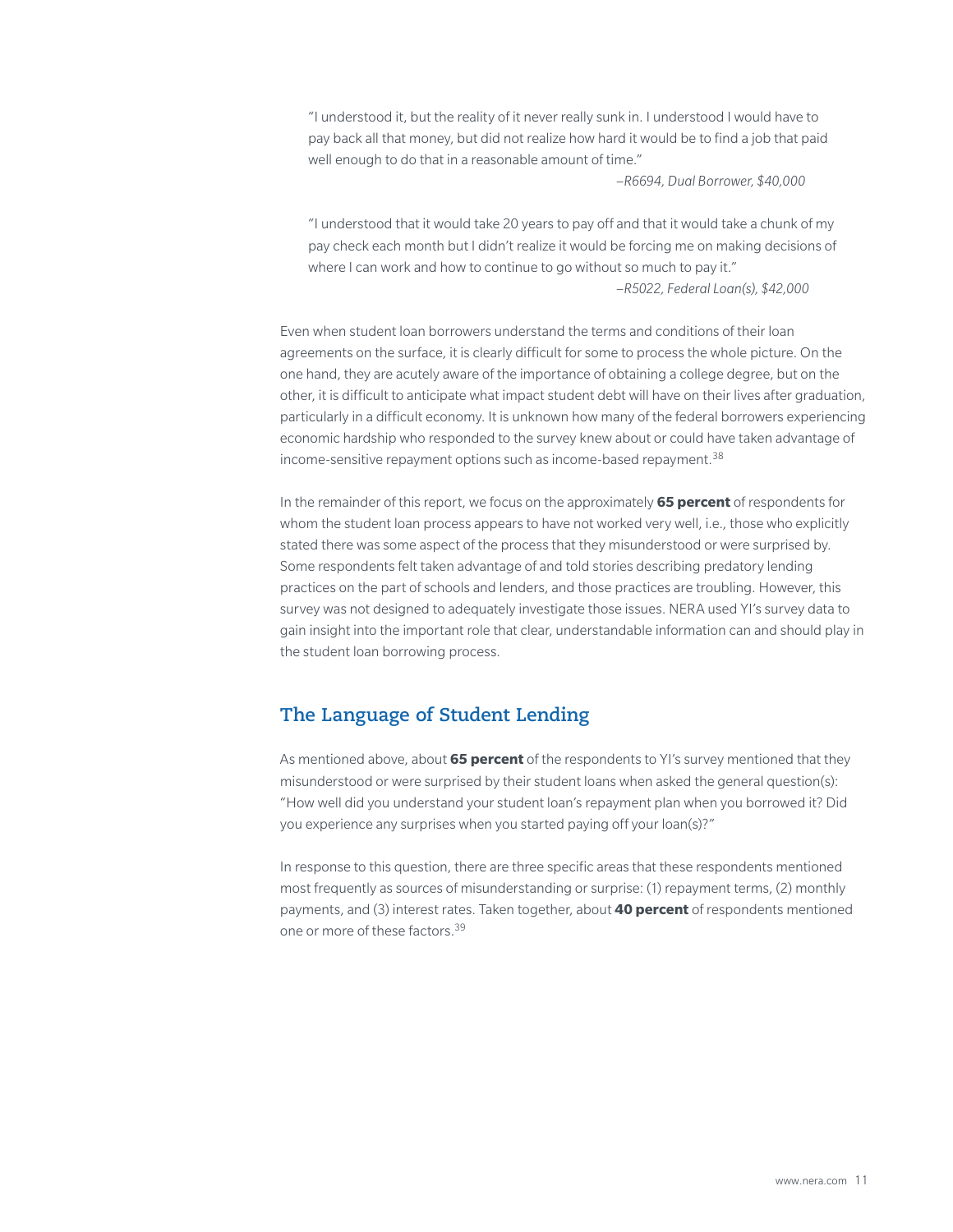> "I understood it, but the reality of it never really sunk in. I understood I would have to pay back all that money, but did not realize how hard it would be to find a job that paid well enough to do that in a reasonable amount of time."
>
> *–R6694, Dual Borrower, $40,000*

> "I understood that it would take 20 years to pay off and that it would take a chunk of my pay check each month but I didn't realize it would be forcing me on making decisions of where I can work and how to continue to go without so much to pay it."
>
> *–R5022, Federal Loan(s), $42,000*

Even when student loan borrowers understand the terms and conditions of their loan agreements on the surface, it is clearly difficult for some to process the whole picture. On the one hand, they are acutely aware of the importance of obtaining a college degree, but on the other, it is difficult to anticipate what impact student debt will have on their lives after graduation, particularly in a difficult economy. It is unknown how many of the federal borrowers experiencing economic hardship who responded to the survey knew about or could have taken advantage of income-sensitive repayment options such as income-based repayment.[38]

In the remainder of this report, we focus on the approximately **65 percent** of respondents for whom the student loan process appears to have not worked very well, i.e., those who explicitly stated there was some aspect of the process that they misunderstood or were surprised by. Some respondents felt taken advantage of and told stories describing predatory lending practices on the part of schools and lenders, and those practices are troubling. However, this survey was not designed to adequately investigate those issues. NERA used YI's survey data to gain insight into the important role that clear, understandable information can and should play in the student loan borrowing process.

## The Language of Student Lending

As mentioned above, about **65 percent** of the respondents to YI's survey mentioned that they misunderstood or were surprised by their student loans when asked the general question(s): "How well did you understand your student loan's repayment plan when you borrowed it? Did you experience any surprises when you started paying off your loan(s)?"

In response to this question, there are three specific areas that these respondents mentioned most frequently as sources of misunderstanding or surprise: (1) repayment terms, (2) monthly payments, and (3) interest rates. Taken together, about **40 percent** of respondents mentioned one or more of these factors.[39]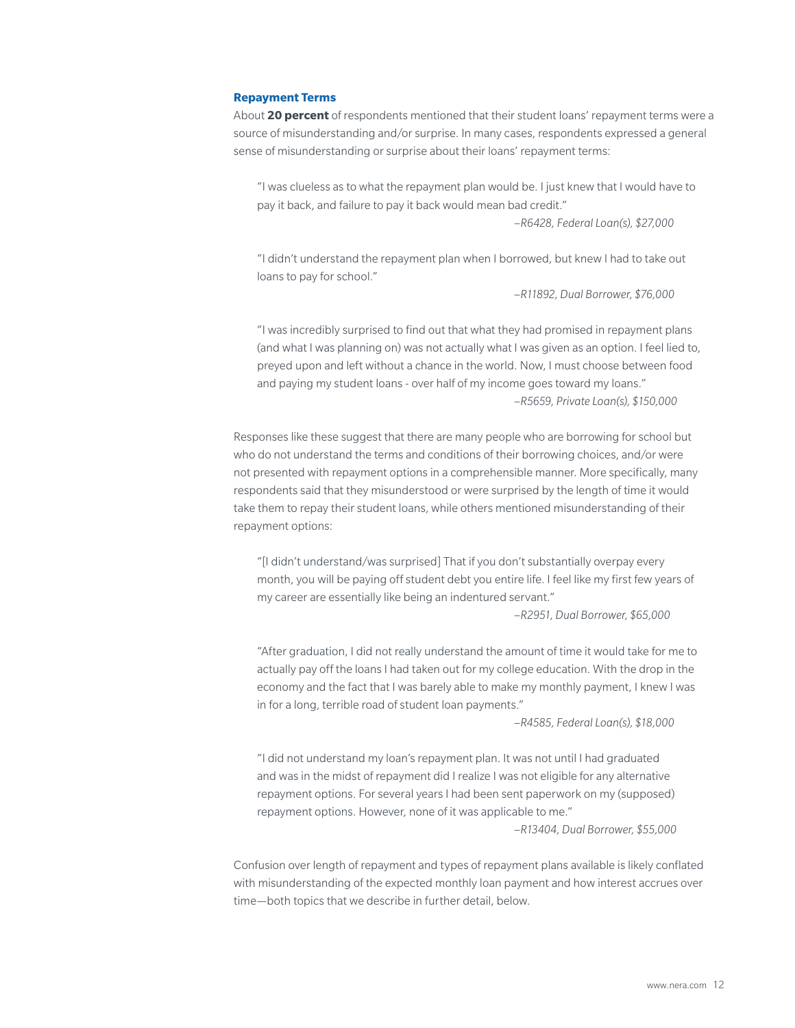### Repayment Terms

About **20 percent** of respondents mentioned that their student loans' repayment terms were a source of misunderstanding and/or surprise. In many cases, respondents expressed a general sense of misunderstanding or surprise about their loans' repayment terms:

> "I was clueless as to what the repayment plan would be. I just knew that I would have to pay it back, and failure to pay it back would mean bad credit."
>
> *–R6428, Federal Loan(s), $27,000*

> "I didn't understand the repayment plan when I borrowed, but knew I had to take out loans to pay for school."
>
> *–R11892, Dual Borrower, $76,000*

> "I was incredibly surprised to find out that what they had promised in repayment plans (and what I was planning on) was not actually what I was given as an option. I feel lied to, preyed upon and left without a chance in the world. Now, I must choose between food and paying my student loans - over half of my income goes toward my loans."
>
> *–R5659, Private Loan(s), $150,000*

Responses like these suggest that there are many people who are borrowing for school but who do not understand the terms and conditions of their borrowing choices, and/or were not presented with repayment options in a comprehensible manner. More specifically, many respondents said that they misunderstood or were surprised by the length of time it would take them to repay their student loans, while others mentioned misunderstanding of their repayment options:

> "[I didn't understand/was surprised] That if you don't substantially overpay every month, you will be paying off student debt you entire life. I feel like my first few years of my career are essentially like being an indentured servant."
>
> *–R2951, Dual Borrower, $65,000*

> "After graduation, I did not really understand the amount of time it would take for me to actually pay off the loans I had taken out for my college education. With the drop in the economy and the fact that I was barely able to make my monthly payment, I knew I was in for a long, terrible road of student loan payments."
>
> *–R4585, Federal Loan(s), $18,000*

> "I did not understand my loan's repayment plan. It was not until I had graduated and was in the midst of repayment did I realize I was not eligible for any alternative repayment options. For several years I had been sent paperwork on my (supposed) repayment options. However, none of it was applicable to me."
>
> *–R13404, Dual Borrower, $55,000*

Confusion over length of repayment and types of repayment plans available is likely conflated with misunderstanding of the expected monthly loan payment and how interest accrues over time—both topics that we describe in further detail, below.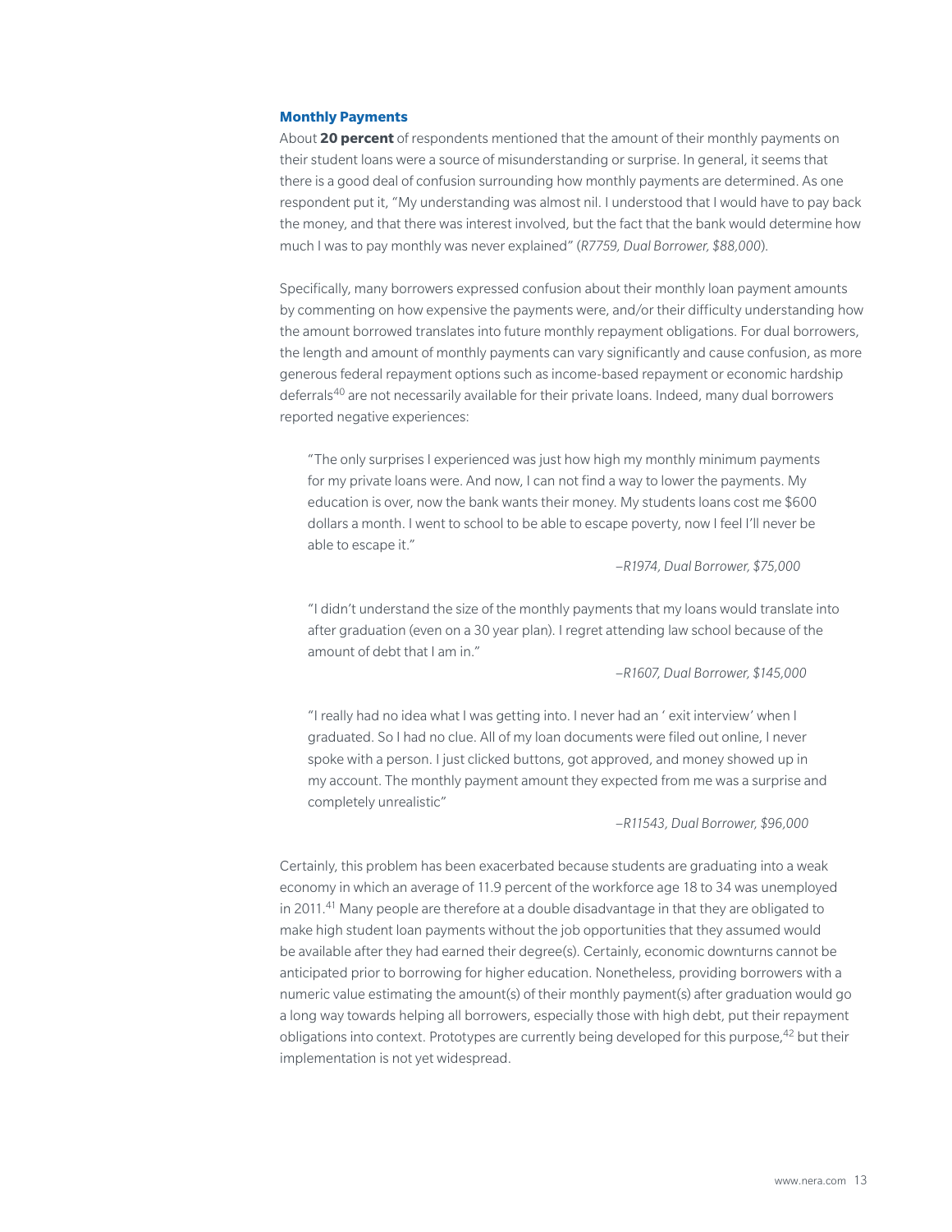### Monthly Payments

About **20 percent** of respondents mentioned that the amount of their monthly payments on their student loans were a source of misunderstanding or surprise. In general, it seems that there is a good deal of confusion surrounding how monthly payments are determined. As one respondent put it, "My understanding was almost nil. I understood that I would have to pay back the money, and that there was interest involved, but the fact that the bank would determine how much I was to pay monthly was never explained" (*R7759, Dual Borrower, $88,000*).

Specifically, many borrowers expressed confusion about their monthly loan payment amounts by commenting on how expensive the payments were, and/or their difficulty understanding how the amount borrowed translates into future monthly repayment obligations. For dual borrowers, the length and amount of monthly payments can vary significantly and cause confusion, as more generous federal repayment options such as income-based repayment or economic hardship deferrals[40] are not necessarily available for their private loans. Indeed, many dual borrowers reported negative experiences:

> "The only surprises I experienced was just how high my monthly minimum payments for my private loans were. And now, I can not find a way to lower the payments. My education is over, now the bank wants their money. My students loans cost me $600 dollars a month. I went to school to be able to escape poverty, now I feel I'll never be able to escape it."
>
> –*R1974, Dual Borrower, $75,000*

> "I didn't understand the size of the monthly payments that my loans would translate into after graduation (even on a 30 year plan). I regret attending law school because of the amount of debt that I am in."
>
> –*R1607, Dual Borrower, $145,000*

> "I really had no idea what I was getting into. I never had an ' exit interview' when I graduated. So I had no clue. All of my loan documents were filed out online, I never spoke with a person. I just clicked buttons, got approved, and money showed up in my account. The monthly payment amount they expected from me was a surprise and completely unrealistic"
>
> –*R11543, Dual Borrower, $96,000*

Certainly, this problem has been exacerbated because students are graduating into a weak economy in which an average of 11.9 percent of the workforce age 18 to 34 was unemployed in 2011.[41] Many people are therefore at a double disadvantage in that they are obligated to make high student loan payments without the job opportunities that they assumed would be available after they had earned their degree(s). Certainly, economic downturns cannot be anticipated prior to borrowing for higher education. Nonetheless, providing borrowers with a numeric value estimating the amount(s) of their monthly payment(s) after graduation would go a long way towards helping all borrowers, especially those with high debt, put their repayment obligations into context. Prototypes are currently being developed for this purpose,[42] but their implementation is not yet widespread.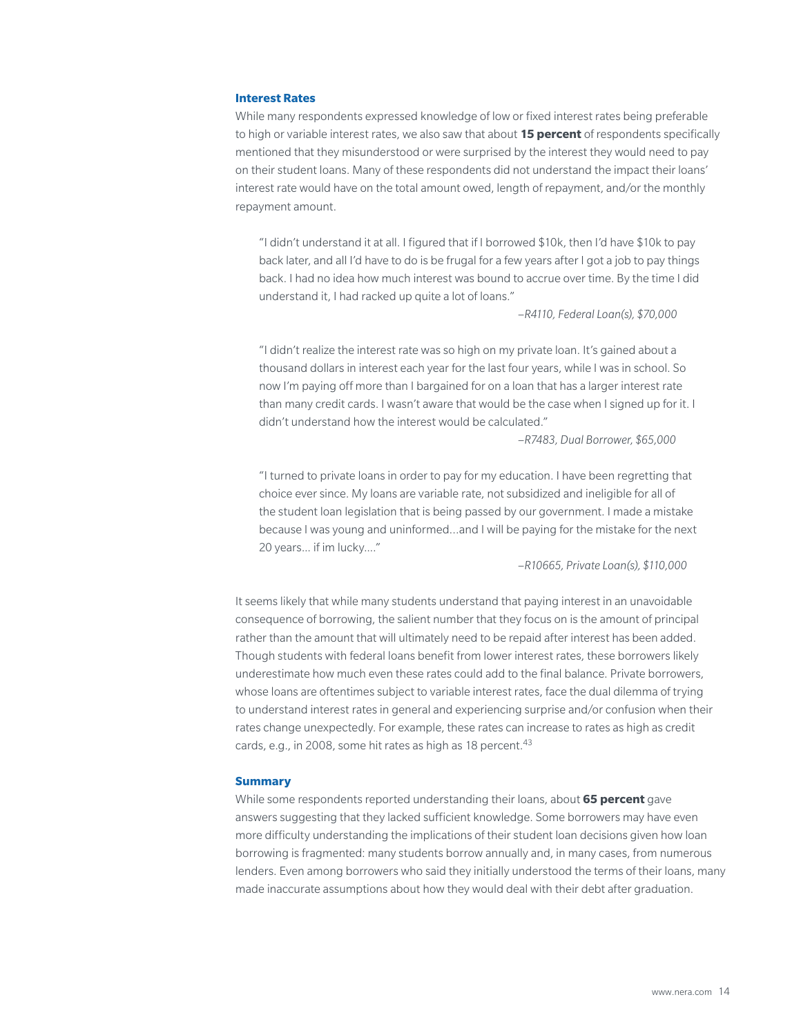### Interest Rates

While many respondents expressed knowledge of low or fixed interest rates being preferable to high or variable interest rates, we also saw that about **15 percent** of respondents specifically mentioned that they misunderstood or were surprised by the interest they would need to pay on their student loans. Many of these respondents did not understand the impact their loans' interest rate would have on the total amount owed, length of repayment, and/or the monthly repayment amount.

> "I didn't understand it at all. I figured that if I borrowed $10k, then I'd have $10k to pay back later, and all I'd have to do is be frugal for a few years after I got a job to pay things back. I had no idea how much interest was bound to accrue over time. By the time I did understand it, I had racked up quite a lot of loans."
>
> *–R4110, Federal Loan(s), $70,000*

> "I didn't realize the interest rate was so high on my private loan. It's gained about a thousand dollars in interest each year for the last four years, while I was in school. So now I'm paying off more than I bargained for on a loan that has a larger interest rate than many credit cards. I wasn't aware that would be the case when I signed up for it. I didn't understand how the interest would be calculated."
>
> *–R7483, Dual Borrower, $65,000*

> "I turned to private loans in order to pay for my education. I have been regretting that choice ever since. My loans are variable rate, not subsidized and ineligible for all of the student loan legislation that is being passed by our government. I made a mistake because I was young and uninformed...and I will be paying for the mistake for the next 20 years... if im lucky...."
>
> *–R10665, Private Loan(s), $110,000*

It seems likely that while many students understand that paying interest in an unavoidable consequence of borrowing, the salient number that they focus on is the amount of principal rather than the amount that will ultimately need to be repaid after interest has been added. Though students with federal loans benefit from lower interest rates, these borrowers likely underestimate how much even these rates could add to the final balance. Private borrowers, whose loans are oftentimes subject to variable interest rates, face the dual dilemma of trying to understand interest rates in general and experiencing surprise and/or confusion when their rates change unexpectedly. For example, these rates can increase to rates as high as credit cards, e.g., in 2008, some hit rates as high as 18 percent.[43]

### Summary

While some respondents reported understanding their loans, about **65 percent** gave answers suggesting that they lacked sufficient knowledge. Some borrowers may have even more difficulty understanding the implications of their student loan decisions given how loan borrowing is fragmented: many students borrow annually and, in many cases, from numerous lenders. Even among borrowers who said they initially understood the terms of their loans, many made inaccurate assumptions about how they would deal with their debt after graduation.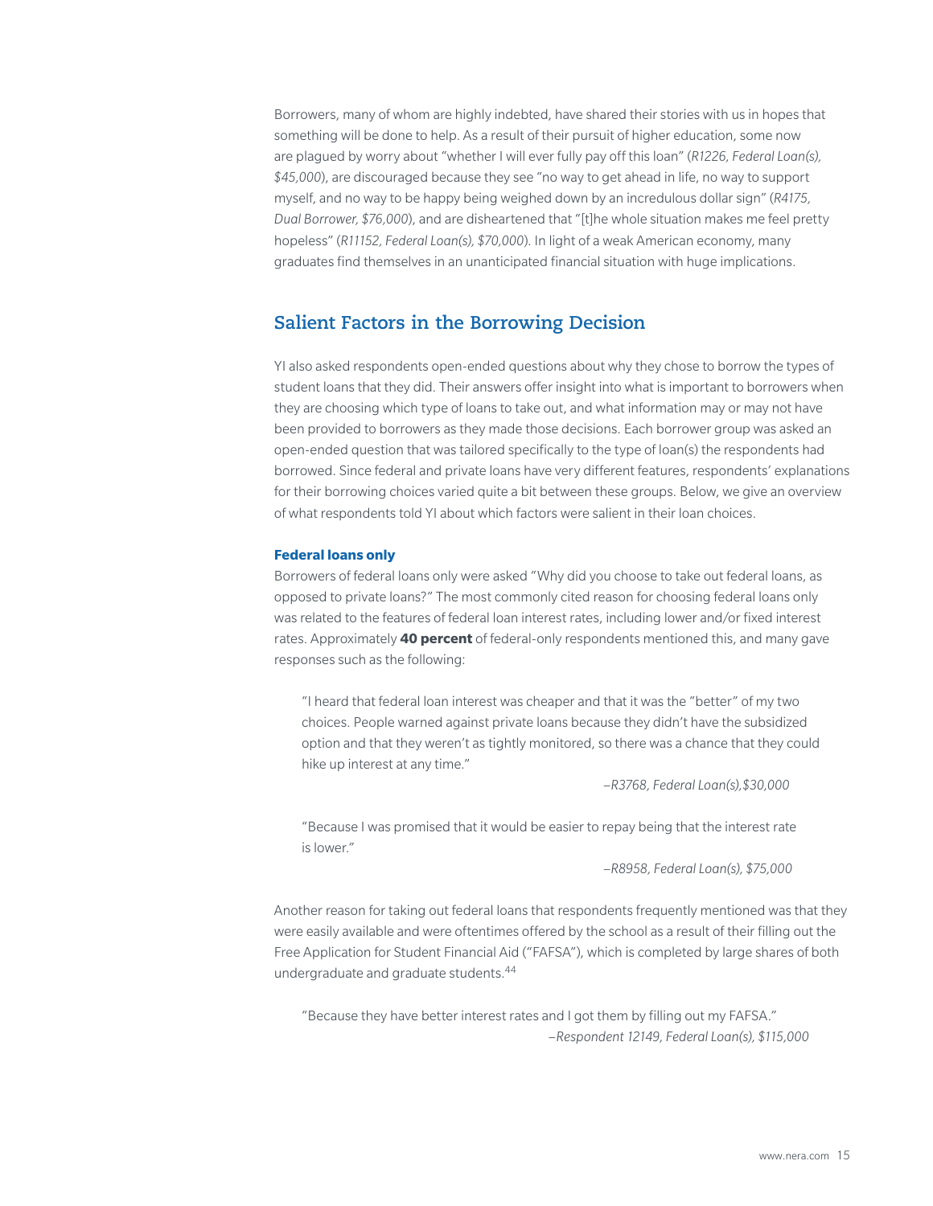Borrowers, many of whom are highly indebted, have shared their stories with us in hopes that something will be done to help. As a result of their pursuit of higher education, some now are plagued by worry about "whether I will ever fully pay off this loan" (*R1226, Federal Loan(s), $45,000*), are discouraged because they see "no way to get ahead in life, no way to support myself, and no way to be happy being weighed down by an incredulous dollar sign" (*R4175, Dual Borrower, $76,000*), and are disheartened that "[t]he whole situation makes me feel pretty hopeless" (*R11152, Federal Loan(s), $70,000*). In light of a weak American economy, many graduates find themselves in an unanticipated financial situation with huge implications.

## Salient Factors in the Borrowing Decision

YI also asked respondents open-ended questions about why they chose to borrow the types of student loans that they did. Their answers offer insight into what is important to borrowers when they are choosing which type of loans to take out, and what information may or may not have been provided to borrowers as they made those decisions. Each borrower group was asked an open-ended question that was tailored specifically to the type of loan(s) the respondents had borrowed. Since federal and private loans have very different features, respondents' explanations for their borrowing choices varied quite a bit between these groups. Below, we give an overview of what respondents told YI about which factors were salient in their loan choices.

### Federal loans only

Borrowers of federal loans only were asked "Why did you choose to take out federal loans, as opposed to private loans?" The most commonly cited reason for choosing federal loans only was related to the features of federal loan interest rates, including lower and/or fixed interest rates. Approximately **40 percent** of federal-only respondents mentioned this, and many gave responses such as the following:

> "I heard that federal loan interest was cheaper and that it was the "better" of my two choices. People warned against private loans because they didn't have the subsidized option and that they weren't as tightly monitored, so there was a chance that they could hike up interest at any time."
>
> –*R3768, Federal Loan(s),$30,000*

> "Because I was promised that it would be easier to repay being that the interest rate is lower."
>
> –*R8958, Federal Loan(s), $75,000*

Another reason for taking out federal loans that respondents frequently mentioned was that they were easily available and were oftentimes offered by the school as a result of their filling out the Free Application for Student Financial Aid ("FAFSA"), which is completed by large shares of both undergraduate and graduate students.[44]

> "Because they have better interest rates and I got them by filling out my FAFSA."
>
> –*Respondent 12149, Federal Loan(s), $115,000*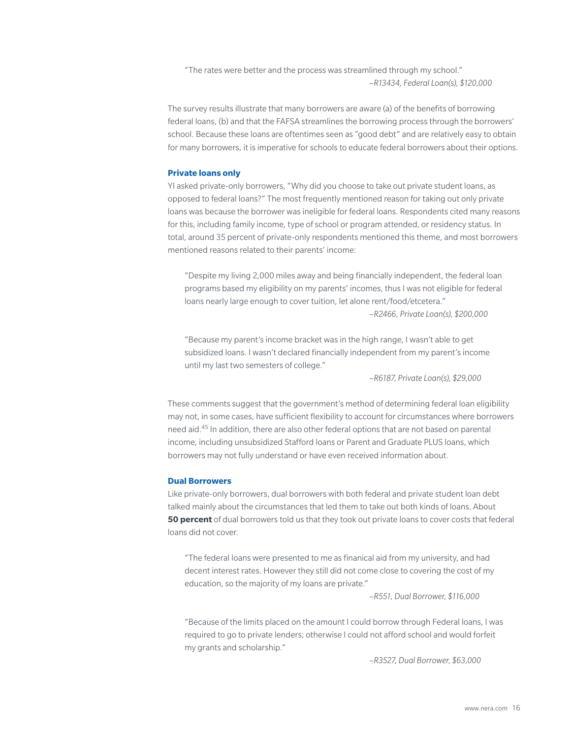> "The rates were better and the process was streamlined through my school."
>
> *–R13434, Federal Loan(s), $120,000*

The survey results illustrate that many borrowers are aware (a) of the benefits of borrowing federal loans, (b) and that the FAFSA streamlines the borrowing process through the borrowers' school. Because these loans are oftentimes seen as "good debt" and are relatively easy to obtain for many borrowers, it is imperative for schools to educate federal borrowers about their options.

### Private loans only

YI asked private-only borrowers, "Why did you choose to take out private student loans, as opposed to federal loans?" The most frequently mentioned reason for taking out only private loans was because the borrower was ineligible for federal loans. Respondents cited many reasons for this, including family income, type of school or program attended, or residency status. In total, around 35 percent of private-only respondents mentioned this theme, and most borrowers mentioned reasons related to their parents' income:

> "Despite my living 2,000 miles away and being financially independent, the federal loan programs based my eligibility on my parents' incomes, thus I was not eligible for federal loans nearly large enough to cover tuition, let alone rent/food/etcetera."
>
> *–R2466, Private Loan(s), $200,000*

> "Because my parent's income bracket was in the high range, I wasn't able to get subsidized loans. I wasn't declared financially independent from my parent's income until my last two semesters of college."
>
> *–R6187, Private Loan(s), $29,000*

These comments suggest that the government's method of determining federal loan eligibility may not, in some cases, have sufficient flexibility to account for circumstances where borrowers need aid.[45] In addition, there are also other federal options that are not based on parental income, including unsubsidized Stafford loans or Parent and Graduate PLUS loans, which borrowers may not fully understand or have even received information about.

### Dual Borrowers

Like private-only borrowers, dual borrowers with both federal and private student loan debt talked mainly about the circumstances that led them to take out both kinds of loans. About **50 percent** of dual borrowers told us that they took out private loans to cover costs that federal loans did not cover.

> "The federal loans were presented to me as finanical aid from my university, and had decent interest rates. However they still did not come close to covering the cost of my education, so the majority of my loans are private."
>
> *–R551, Dual Borrower, $116,000*

> "Because of the limits placed on the amount I could borrow through Federal loans, I was required to go to private lenders; otherwise I could not afford school and would forfeit my grants and scholarship."
>
> *–R3527, Dual Borrower, $63,000*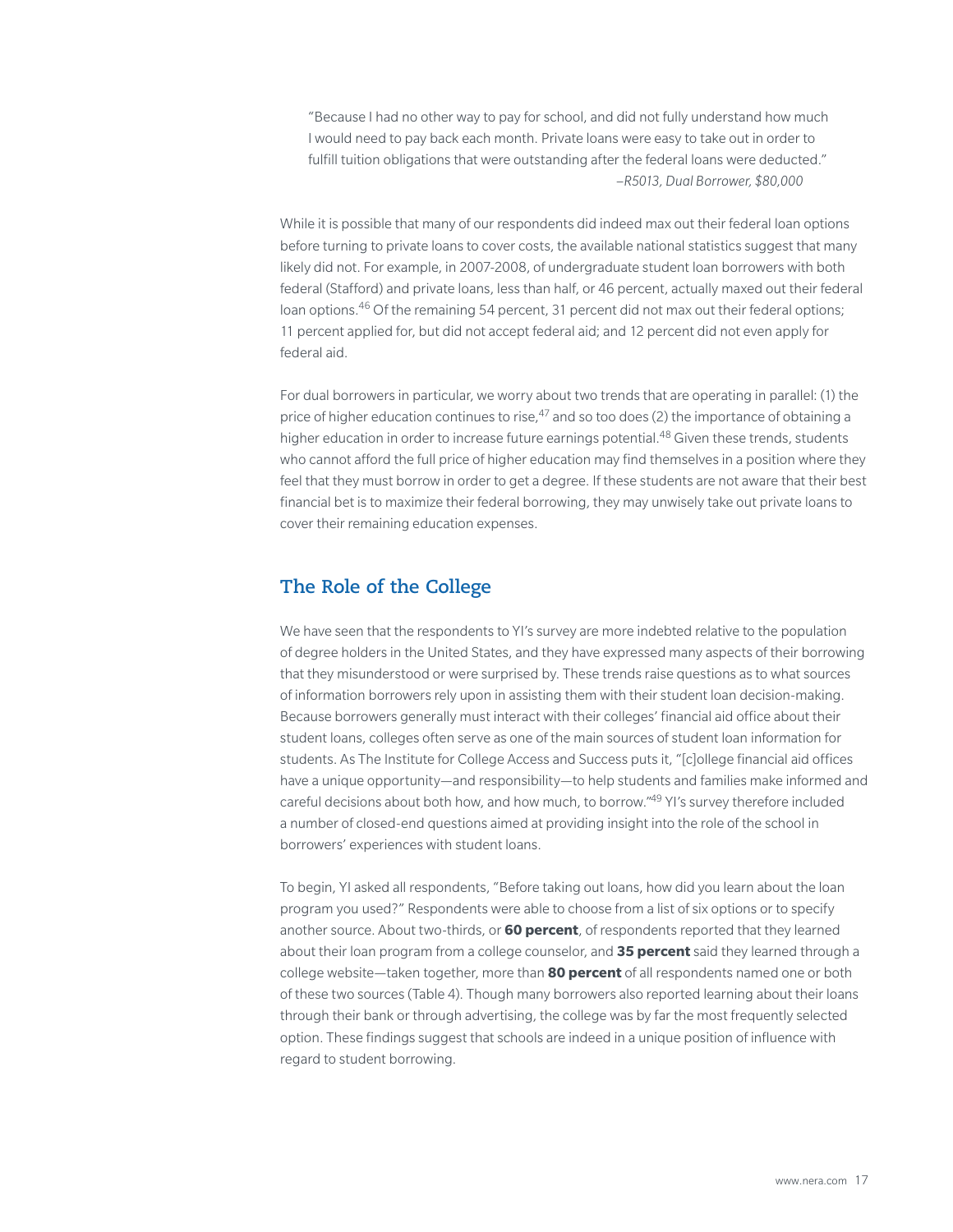> "Because I had no other way to pay for school, and did not fully understand how much I would need to pay back each month. Private loans were easy to take out in order to fulfill tuition obligations that were outstanding after the federal loans were deducted."
>
> *–R5013, Dual Borrower, $80,000*

While it is possible that many of our respondents did indeed max out their federal loan options before turning to private loans to cover costs, the available national statistics suggest that many likely did not. For example, in 2007-2008, of undergraduate student loan borrowers with both federal (Stafford) and private loans, less than half, or 46 percent, actually maxed out their federal loan options.[46] Of the remaining 54 percent, 31 percent did not max out their federal options; 11 percent applied for, but did not accept federal aid; and 12 percent did not even apply for federal aid.

For dual borrowers in particular, we worry about two trends that are operating in parallel: (1) the price of higher education continues to rise,[47] and so too does (2) the importance of obtaining a higher education in order to increase future earnings potential.[48] Given these trends, students who cannot afford the full price of higher education may find themselves in a position where they feel that they must borrow in order to get a degree. If these students are not aware that their best financial bet is to maximize their federal borrowing, they may unwisely take out private loans to cover their remaining education expenses.

## The Role of the College

We have seen that the respondents to YI's survey are more indebted relative to the population of degree holders in the United States, and they have expressed many aspects of their borrowing that they misunderstood or were surprised by. These trends raise questions as to what sources of information borrowers rely upon in assisting them with their student loan decision-making. Because borrowers generally must interact with their colleges' financial aid office about their student loans, colleges often serve as one of the main sources of student loan information for students. As The Institute for College Access and Success puts it, "[c]ollege financial aid offices have a unique opportunity—and responsibility—to help students and families make informed and careful decisions about both how, and how much, to borrow."[49] YI's survey therefore included a number of closed-end questions aimed at providing insight into the role of the school in borrowers' experiences with student loans.

To begin, YI asked all respondents, "Before taking out loans, how did you learn about the loan program you used?" Respondents were able to choose from a list of six options or to specify another source. About two-thirds, or **60 percent**, of respondents reported that they learned about their loan program from a college counselor, and **35 percent** said they learned through a college website—taken together, more than **80 percent** of all respondents named one or both of these two sources (Table 4). Though many borrowers also reported learning about their loans through their bank or through advertising, the college was by far the most frequently selected option. These findings suggest that schools are indeed in a unique position of influence with regard to student borrowing.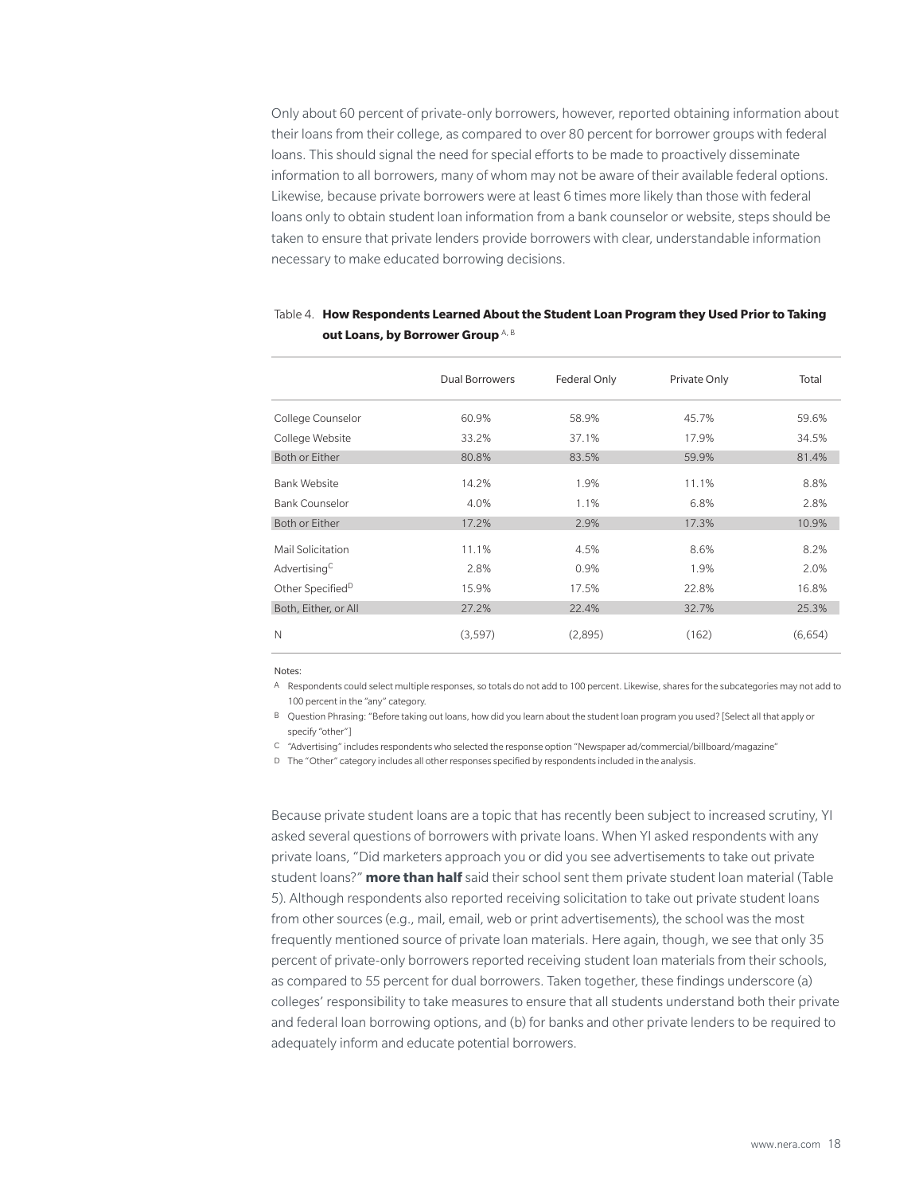Only about 60 percent of private-only borrowers, however, reported obtaining information about their loans from their college, as compared to over 80 percent for borrower groups with federal loans. This should signal the need for special efforts to be made to proactively disseminate information to all borrowers, many of whom may not be aware of their available federal options. Likewise, because private borrowers were at least 6 times more likely than those with federal loans only to obtain student loan information from a bank counselor or website, steps should be taken to ensure that private lenders provide borrowers with clear, understandable information necessary to make educated borrowing decisions.

Table 4. **How Respondents Learned About the Student Loan Program they Used Prior to Taking out Loans, by Borrower Group** [A, B]

| | Dual Borrowers | Federal Only | Private Only | Total |
|---|---|---|---|---|
| College Counselor | 60.9% | 58.9% | 45.7% | 59.6% |
| College Website | 33.2% | 37.1% | 17.9% | 34.5% |
| Both or Either | 80.8% | 83.5% | 59.9% | 81.4% |
| Bank Website | 14.2% | 1.9% | 11.1% | 8.8% |
| Bank Counselor | 4.0% | 1.1% | 6.8% | 2.8% |
| Both or Either | 17.2% | 2.9% | 17.3% | 10.9% |
| Mail Solicitation | 11.1% | 4.5% | 8.6% | 8.2% |
| Advertising[C] | 2.8% | 0.9% | 1.9% | 2.0% |
| Other Specified[D] | 15.9% | 17.5% | 22.8% | 16.8% |
| Both, Either, or All | 27.2% | 22.4% | 32.7% | 25.3% |
| N | (3,597) | (2,895) | (162) | (6,654) |

Notes:

A Respondents could select multiple responses, so totals do not add to 100 percent. Likewise, shares for the subcategories may not add to 100 percent in the "any" category.

B Question Phrasing: "Before taking out loans, how did you learn about the student loan program you used? [Select all that apply or specify "other"]

C "Advertising" includes respondents who selected the response option "Newspaper ad/commercial/billboard/magazine"

D The "Other" category includes all other responses specified by respondents included in the analysis.

Because private student loans are a topic that has recently been subject to increased scrutiny, YI asked several questions of borrowers with private loans. When YI asked respondents with any private loans, "Did marketers approach you or did you see advertisements to take out private student loans?" **more than half** said their school sent them private student loan material (Table 5). Although respondents also reported receiving solicitation to take out private student loans from other sources (e.g., mail, email, web or print advertisements), the school was the most frequently mentioned source of private loan materials. Here again, though, we see that only 35 percent of private-only borrowers reported receiving student loan materials from their schools, as compared to 55 percent for dual borrowers. Taken together, these findings underscore (a) colleges' responsibility to take measures to ensure that all students understand both their private and federal loan borrowing options, and (b) for banks and other private lenders to be required to adequately inform and educate potential borrowers.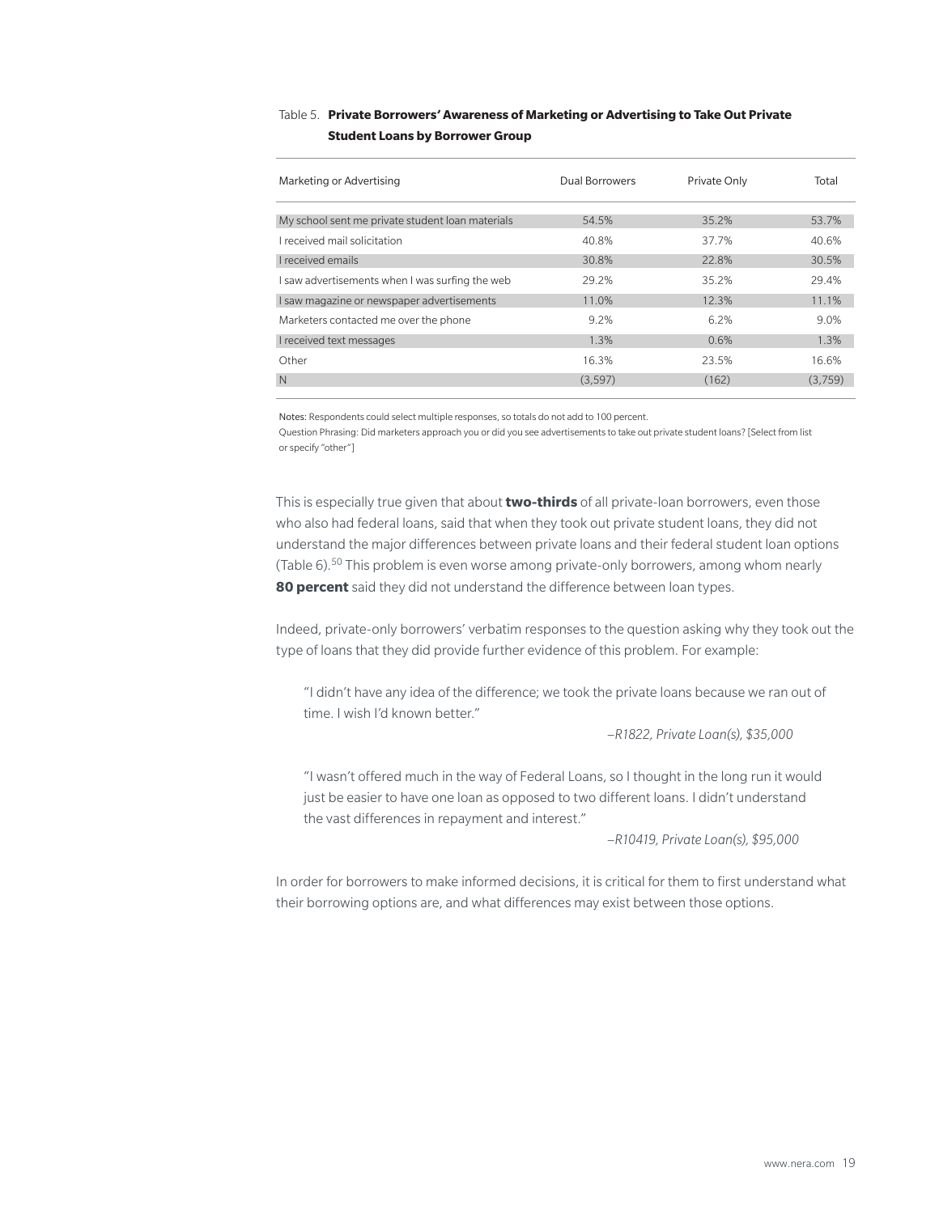Table 5. **Private Borrowers' Awareness of Marketing or Advertising to Take Out Private Student Loans by Borrower Group**

| Marketing or Advertising | Dual Borrowers | Private Only | Total |
|---|---|---|---|
| My school sent me private student loan materials | 54.5% | 35.2% | 53.7% |
| I received mail solicitation | 40.8% | 37.7% | 40.6% |
| I received emails | 30.8% | 22.8% | 30.5% |
| I saw advertisements when I was surfing the web | 29.2% | 35.2% | 29.4% |
| I saw magazine or newspaper advertisements | 11.0% | 12.3% | 11.1% |
| Marketers contacted me over the phone | 9.2% | 6.2% | 9.0% |
| I received text messages | 1.3% | 0.6% | 1.3% |
| Other | 16.3% | 23.5% | 16.6% |
| N | (3,597) | (162) | (3,759) |

Notes: Respondents could select multiple responses, so totals do not add to 100 percent.
Question Phrasing: Did marketers approach you or did you see advertisements to take out private student loans? [Select from list or specify "other"]

This is especially true given that about **two-thirds** of all private-loan borrowers, even those who also had federal loans, said that when they took out private student loans, they did not understand the major differences between private loans and their federal student loan options (Table 6).[50] This problem is even worse among private-only borrowers, among whom nearly **80 percent** said they did not understand the difference between loan types.

Indeed, private-only borrowers' verbatim responses to the question asking why they took out the type of loans that they did provide further evidence of this problem. For example:

> "I didn't have any idea of the difference; we took the private loans because we ran out of time. I wish I'd known better."
>
> *–R1822, Private Loan(s), $35,000*

> "I wasn't offered much in the way of Federal Loans, so I thought in the long run it would just be easier to have one loan as opposed to two different loans. I didn't understand the vast differences in repayment and interest."
>
> *–R10419, Private Loan(s), $95,000*

In order for borrowers to make informed decisions, it is critical for them to first understand what their borrowing options are, and what differences may exist between those options.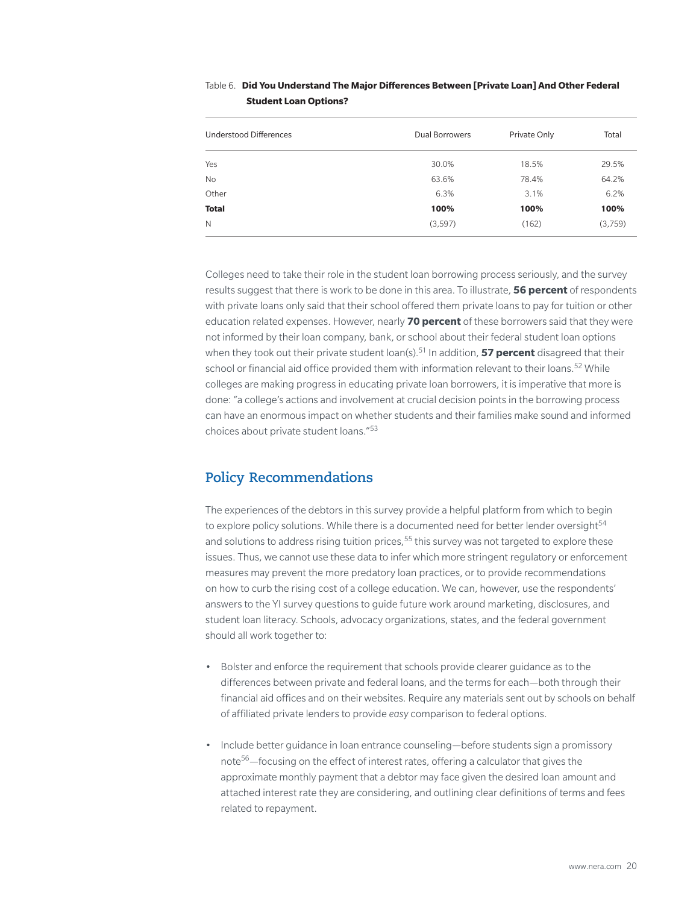Table 6. **Did You Understand The Major Differences Between [Private Loan] And Other Federal Student Loan Options?**

| Understood Differences | Dual Borrowers | Private Only | Total |
|---|---|---|---|
| Yes | 30.0% | 18.5% | 29.5% |
| No | 63.6% | 78.4% | 64.2% |
| Other | 6.3% | 3.1% | 6.2% |
| **Total** | **100%** | **100%** | **100%** |
| N | (3,597) | (162) | (3,759) |

Colleges need to take their role in the student loan borrowing process seriously, and the survey results suggest that there is work to be done in this area. To illustrate, **56 percent** of respondents with private loans only said that their school offered them private loans to pay for tuition or other education related expenses. However, nearly **70 percent** of these borrowers said that they were not informed by their loan company, bank, or school about their federal student loan options when they took out their private student loan(s).[51] In addition, **57 percent** disagreed that their school or financial aid office provided them with information relevant to their loans.[52] While colleges are making progress in educating private loan borrowers, it is imperative that more is done: "a college's actions and involvement at crucial decision points in the borrowing process can have an enormous impact on whether students and their families make sound and informed choices about private student loans."[53]

## Policy Recommendations

The experiences of the debtors in this survey provide a helpful platform from which to begin to explore policy solutions. While there is a documented need for better lender oversight[54] and solutions to address rising tuition prices,[55] this survey was not targeted to explore these issues. Thus, we cannot use these data to infer which more stringent regulatory or enforcement measures may prevent the more predatory loan practices, or to provide recommendations on how to curb the rising cost of a college education. We can, however, use the respondents' answers to the YI survey questions to guide future work around marketing, disclosures, and student loan literacy. Schools, advocacy organizations, states, and the federal government should all work together to:

- Bolster and enforce the requirement that schools provide clearer guidance as to the differences between private and federal loans, and the terms for each—both through their financial aid offices and on their websites. Require any materials sent out by schools on behalf of affiliated private lenders to provide *easy* comparison to federal options.

- Include better guidance in loan entrance counseling—before students sign a promissory note[56]—focusing on the effect of interest rates, offering a calculator that gives the approximate monthly payment that a debtor may face given the desired loan amount and attached interest rate they are considering, and outlining clear definitions of terms and fees related to repayment.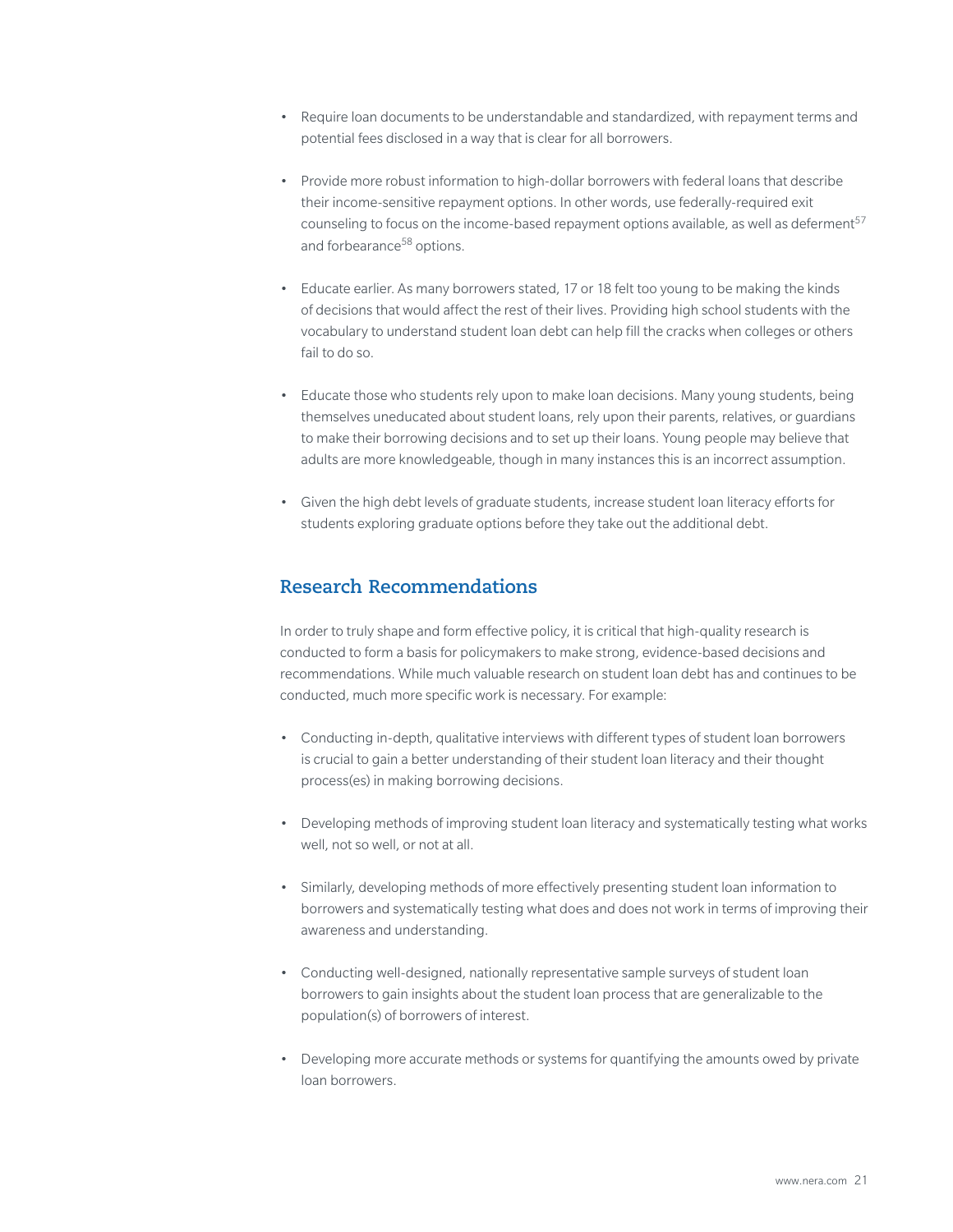- Require loan documents to be understandable and standardized, with repayment terms and potential fees disclosed in a way that is clear for all borrowers.

- Provide more robust information to high-dollar borrowers with federal loans that describe their income-sensitive repayment options. In other words, use federally-required exit counseling to focus on the income-based repayment options available, as well as deferment[57] and forbearance[58] options.

- Educate earlier. As many borrowers stated, 17 or 18 felt too young to be making the kinds of decisions that would affect the rest of their lives. Providing high school students with the vocabulary to understand student loan debt can help fill the cracks when colleges or others fail to do so.

- Educate those who students rely upon to make loan decisions. Many young students, being themselves uneducated about student loans, rely upon their parents, relatives, or guardians to make their borrowing decisions and to set up their loans. Young people may believe that adults are more knowledgeable, though in many instances this is an incorrect assumption.

- Given the high debt levels of graduate students, increase student loan literacy efforts for students exploring graduate options before they take out the additional debt.

## Research Recommendations

In order to truly shape and form effective policy, it is critical that high-quality research is conducted to form a basis for policymakers to make strong, evidence-based decisions and recommendations. While much valuable research on student loan debt has and continues to be conducted, much more specific work is necessary. For example:

- Conducting in-depth, qualitative interviews with different types of student loan borrowers is crucial to gain a better understanding of their student loan literacy and their thought process(es) in making borrowing decisions.

- Developing methods of improving student loan literacy and systematically testing what works well, not so well, or not at all.

- Similarly, developing methods of more effectively presenting student loan information to borrowers and systematically testing what does and does not work in terms of improving their awareness and understanding.

- Conducting well-designed, nationally representative sample surveys of student loan borrowers to gain insights about the student loan process that are generalizable to the population(s) of borrowers of interest.

- Developing more accurate methods or systems for quantifying the amounts owed by private loan borrowers.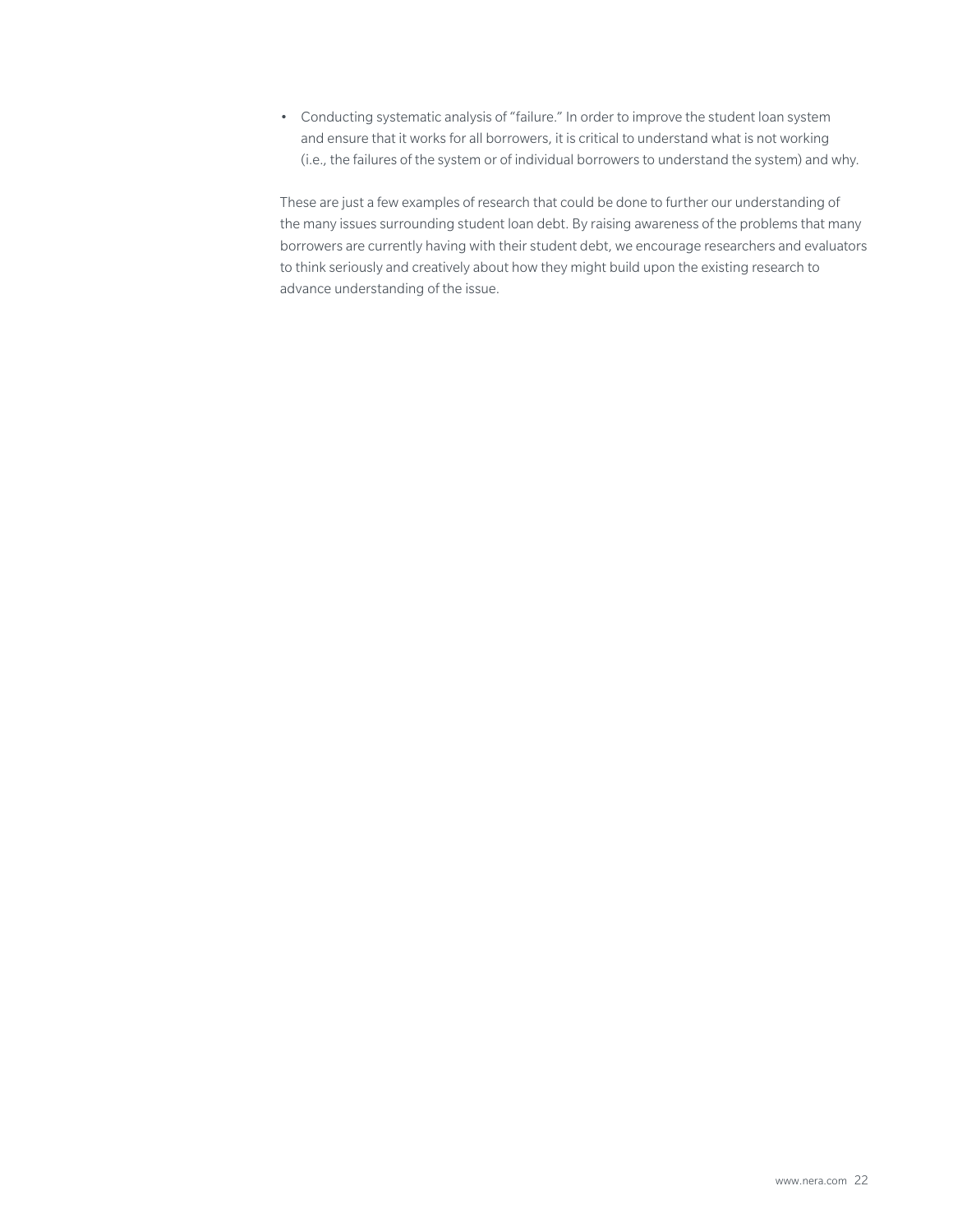- Conducting systematic analysis of "failure." In order to improve the student loan system and ensure that it works for all borrowers, it is critical to understand what is not working (i.e., the failures of the system or of individual borrowers to understand the system) and why.

These are just a few examples of research that could be done to further our understanding of the many issues surrounding student loan debt. By raising awareness of the problems that many borrowers are currently having with their student debt, we encourage researchers and evaluators to think seriously and creatively about how they might build upon the existing research to advance understanding of the issue.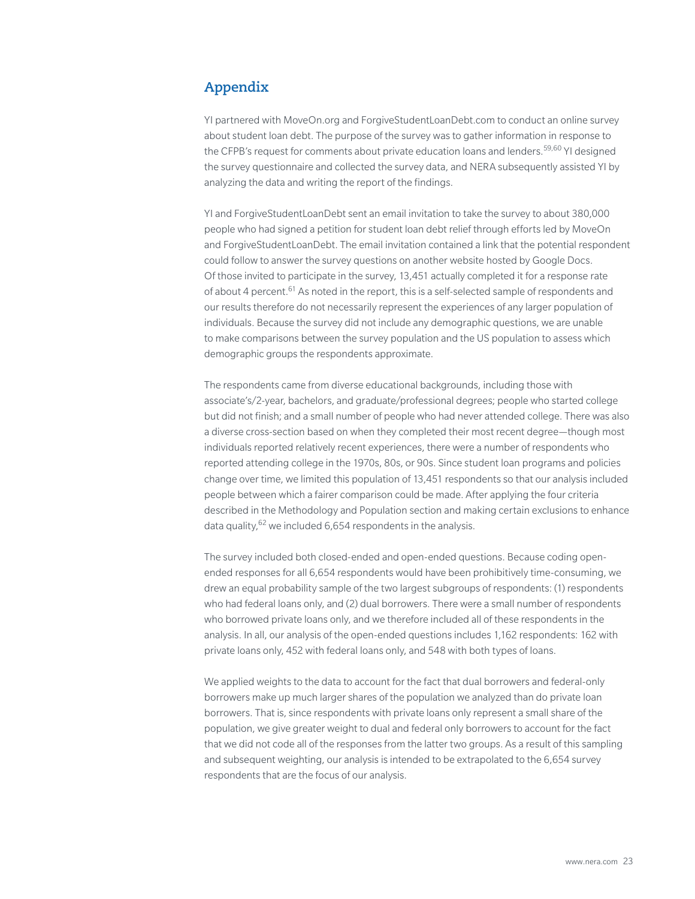## Appendix

YI partnered with MoveOn.org and ForgiveStudentLoanDebt.com to conduct an online survey about student loan debt. The purpose of the survey was to gather information in response to the CFPB's request for comments about private education loans and lenders.[59,60] YI designed the survey questionnaire and collected the survey data, and NERA subsequently assisted YI by analyzing the data and writing the report of the findings.

YI and ForgiveStudentLoanDebt sent an email invitation to take the survey to about 380,000 people who had signed a petition for student loan debt relief through efforts led by MoveOn and ForgiveStudentLoanDebt. The email invitation contained a link that the potential respondent could follow to answer the survey questions on another website hosted by Google Docs. Of those invited to participate in the survey, 13,451 actually completed it for a response rate of about 4 percent.[61] As noted in the report, this is a self-selected sample of respondents and our results therefore do not necessarily represent the experiences of any larger population of individuals. Because the survey did not include any demographic questions, we are unable to make comparisons between the survey population and the US population to assess which demographic groups the respondents approximate.

The respondents came from diverse educational backgrounds, including those with associate's/2-year, bachelors, and graduate/professional degrees; people who started college but did not finish; and a small number of people who had never attended college. There was also a diverse cross-section based on when they completed their most recent degree—though most individuals reported relatively recent experiences, there were a number of respondents who reported attending college in the 1970s, 80s, or 90s. Since student loan programs and policies change over time, we limited this population of 13,451 respondents so that our analysis included people between which a fairer comparison could be made. After applying the four criteria described in the Methodology and Population section and making certain exclusions to enhance data quality,[62] we included 6,654 respondents in the analysis.

The survey included both closed-ended and open-ended questions. Because coding open-ended responses for all 6,654 respondents would have been prohibitively time-consuming, we drew an equal probability sample of the two largest subgroups of respondents: (1) respondents who had federal loans only, and (2) dual borrowers. There were a small number of respondents who borrowed private loans only, and we therefore included all of these respondents in the analysis. In all, our analysis of the open-ended questions includes 1,162 respondents: 162 with private loans only, 452 with federal loans only, and 548 with both types of loans.

We applied weights to the data to account for the fact that dual borrowers and federal-only borrowers make up much larger shares of the population we analyzed than do private loan borrowers. That is, since respondents with private loans only represent a small share of the population, we give greater weight to dual and federal only borrowers to account for the fact that we did not code all of the responses from the latter two groups. As a result of this sampling and subsequent weighting, our analysis is intended to be extrapolated to the 6,654 survey respondents that are the focus of our analysis.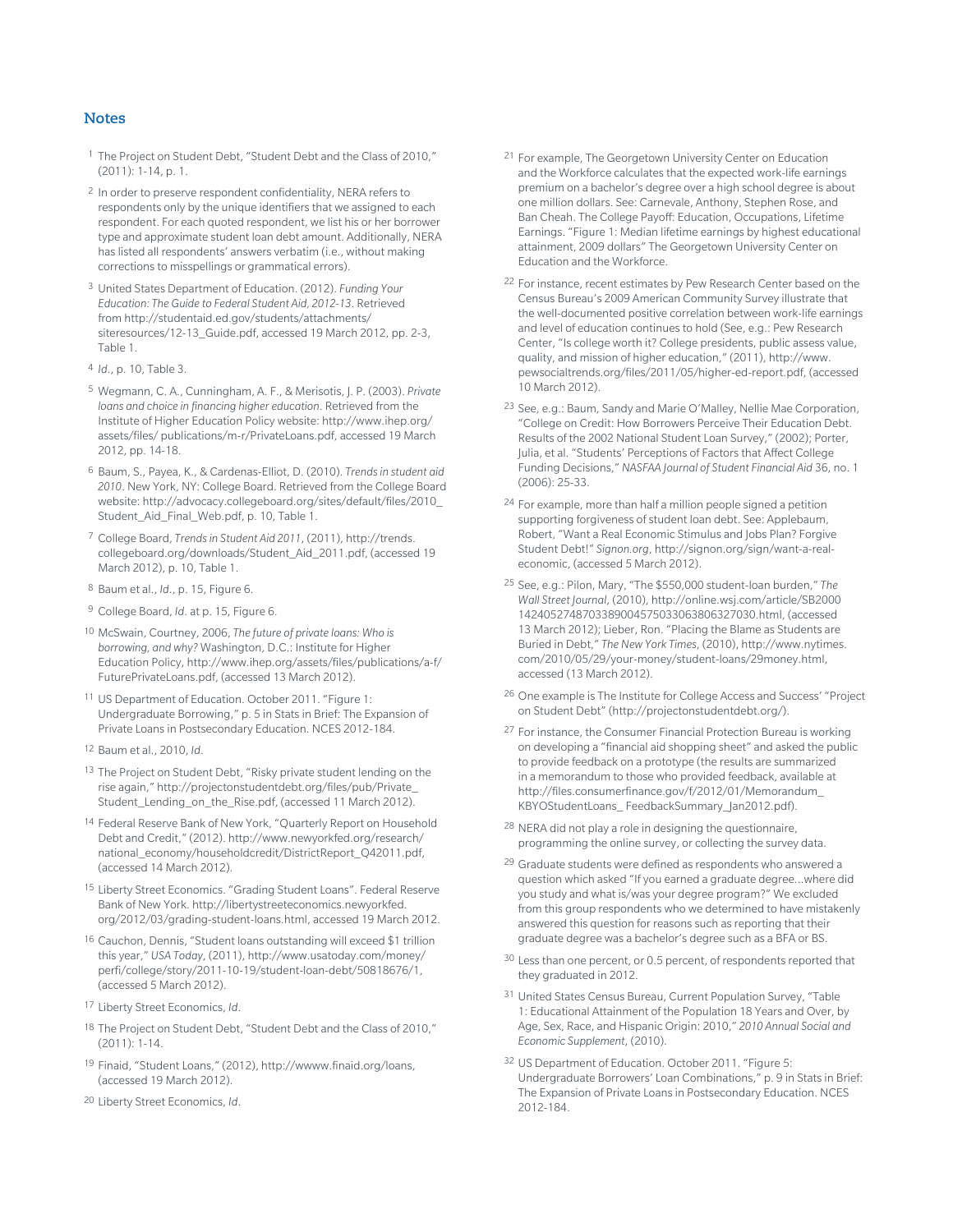## Notes

1. The Project on Student Debt, "Student Debt and the Class of 2010," (2011): 1-14, p. 1.
2. In order to preserve respondent confidentiality, NERA refers to respondents only by the unique identifiers that we assigned to each respondent. For each quoted respondent, we list his or her borrower type and approximate student loan debt amount. Additionally, NERA has listed all respondents' answers verbatim (i.e., without making corrections to misspellings or grammatical errors).
3. United States Department of Education. (2012). *Funding Your Education: The Guide to Federal Student Aid, 2012-13*. Retrieved from http://studentaid.ed.gov/students/attachments/siteresources/12-13_Guide.pdf, accessed 19 March 2012, pp. 2-3, Table 1.
4. *Id.*, p. 10, Table 3.
5. Wegmann, C. A., Cunningham, A. F., & Merisotis, J. P. (2003). *Private loans and choice in financing higher education*. Retrieved from the Institute of Higher Education Policy website: http://www.ihep.org/assets/files/ publications/m-r/PrivateLoans.pdf, accessed 19 March 2012, pp. 14-18.
6. Baum, S., Payea, K., & Cardenas-Elliot, D. (2010). *Trends in student aid 2010*. New York, NY: College Board. Retrieved from the College Board website: http://advocacy.collegeboard.org/sites/default/files/2010_Student_Aid_Final_Web.pdf, p. 10, Table 1.
7. College Board, *Trends in Student Aid 2011*, (2011), http://trends.collegeboard.org/downloads/Student_Aid_2011.pdf, (accessed 19 March 2012), p. 10, Table 1.
8. Baum et al., *Id.*, p. 15, Figure 6.
9. College Board, *Id.* at p. 15, Figure 6.
10. McSwain, Courtney, 2006, *The future of private loans: Who is borrowing, and why?* Washington, D.C.: Institute for Higher Education Policy, http://www.ihep.org/assets/files/publications/a-f/FuturePrivateLoans.pdf, (accessed 13 March 2012).
11. US Department of Education. October 2011. "Figure 1: Undergraduate Borrowing," p. 5 in Stats in Brief: The Expansion of Private Loans in Postsecondary Education. NCES 2012-184.
12. Baum et al., 2010, *Id.*
13. The Project on Student Debt, "Risky private student lending on the rise again," http://projectonstudentdebt.org/files/pub/Private_Student_Lending_on_the_Rise.pdf, (accessed 11 March 2012).
14. Federal Reserve Bank of New York, "Quarterly Report on Household Debt and Credit," (2012). http://www.newyorkfed.org/research/national_economy/householdcredit/DistrictReport_Q42011.pdf, (accessed 14 March 2012).
15. Liberty Street Economics. "Grading Student Loans". Federal Reserve Bank of New York. http://libertystreeteconomics.newyorkfed.org/2012/03/grading-student-loans.html, accessed 19 March 2012.
16. Cauchon, Dennis, "Student loans outstanding will exceed $1 trillion this year," *USA Today*, (2011), http://www.usatoday.com/money/perfi/college/story/2011-10-19/student-loan-debt/50818676/1, (accessed 5 March 2012).
17. Liberty Street Economics, *Id.*
18. The Project on Student Debt, "Student Debt and the Class of 2010," (2011): 1-14.
19. Finaid, "Student Loans," (2012), http://wwww.finaid.org/loans, (accessed 19 March 2012).
20. Liberty Street Economics, *Id.*
21. For example, The Georgetown University Center on Education and the Workforce calculates that the expected work-life earnings premium on a bachelor's degree over a high school degree is about one million dollars. See: Carnevale, Anthony, Stephen Rose, and Ban Cheah. The College Payoff: Education, Occupations, Lifetime Earnings. "Figure 1: Median lifetime earnings by highest educational attainment, 2009 dollars" The Georgetown University Center on Education and the Workforce.
22. For instance, recent estimates by Pew Research Center based on the Census Bureau's 2009 American Community Survey illustrate that the well-documented positive correlation between work-life earnings and level of education continues to hold (See, e.g.: Pew Research Center, "Is college worth it? College presidents, public assess value, quality, and mission of higher education," (2011), http://www.pewsocialtrends.org/files/2011/05/higher-ed-report.pdf, (accessed 10 March 2012).
23. See, e.g.: Baum, Sandy and Marie O'Malley, Nellie Mae Corporation, "College on Credit: How Borrowers Perceive Their Education Debt. Results of the 2002 National Student Loan Survey," (2002); Porter, Julia, et al. "Students' Perceptions of Factors that Affect College Funding Decisions," *NASFAA Journal of Student Financial Aid* 36, no. 1 (2006): 25-33.
24. For example, more than half a million people signed a petition supporting forgiveness of student loan debt. See: Applebaum, Robert, "Want a Real Economic Stimulus and Jobs Plan? Forgive Student Debt!" *Signon.org*, http://signon.org/sign/want-a-real-economic, (accessed 5 March 2012).
25. See, e.g.: Pilon, Mary, "The $550,000 student-loan burden," *The Wall Street Journal*, (2010), http://online.wsj.com/article/SB20001424052748703389004575033063806327030.html, (accessed 13 March 2012); Lieber, Ron. "Placing the Blame as Students are Buried in Debt," *The New York Times*, (2010), http://www.nytimes.com/2010/05/29/your-money/student-loans/29money.html, accessed (13 March 2012).
26. One example is The Institute for College Access and Success' "Project on Student Debt" (http://projectonstudentdebt.org/).
27. For instance, the Consumer Financial Protection Bureau is working on developing a "financial aid shopping sheet" and asked the public to provide feedback on a prototype (the results are summarized in a memorandum to those who provided feedback, available at http://files.consumerfinance.gov/f/2012/01/Memorandum_KBYOStudentLoans_ FeedbackSummary_Jan2012.pdf).
28. NERA did not play a role in designing the questionnaire, programming the online survey, or collecting the survey data.
29. Graduate students were defined as respondents who answered a question which asked "If you earned a graduate degree…where did you study and what is/was your degree program?" We excluded from this group respondents who we determined to have mistakenly answered this question for reasons such as reporting that their graduate degree was a bachelor's degree such as a BFA or BS.
30. Less than one percent, or 0.5 percent, of respondents reported that they graduated in 2012.
31. United States Census Bureau, Current Population Survey, "Table 1: Educational Attainment of the Population 18 Years and Over, by Age, Sex, Race, and Hispanic Origin: 2010," *2010 Annual Social and Economic Supplement*, (2010).
32. US Department of Education. October 2011. "Figure 5: Undergraduate Borrowers' Loan Combinations," p. 9 in Stats in Brief: The Expansion of Private Loans in Postsecondary Education. NCES 2012-184.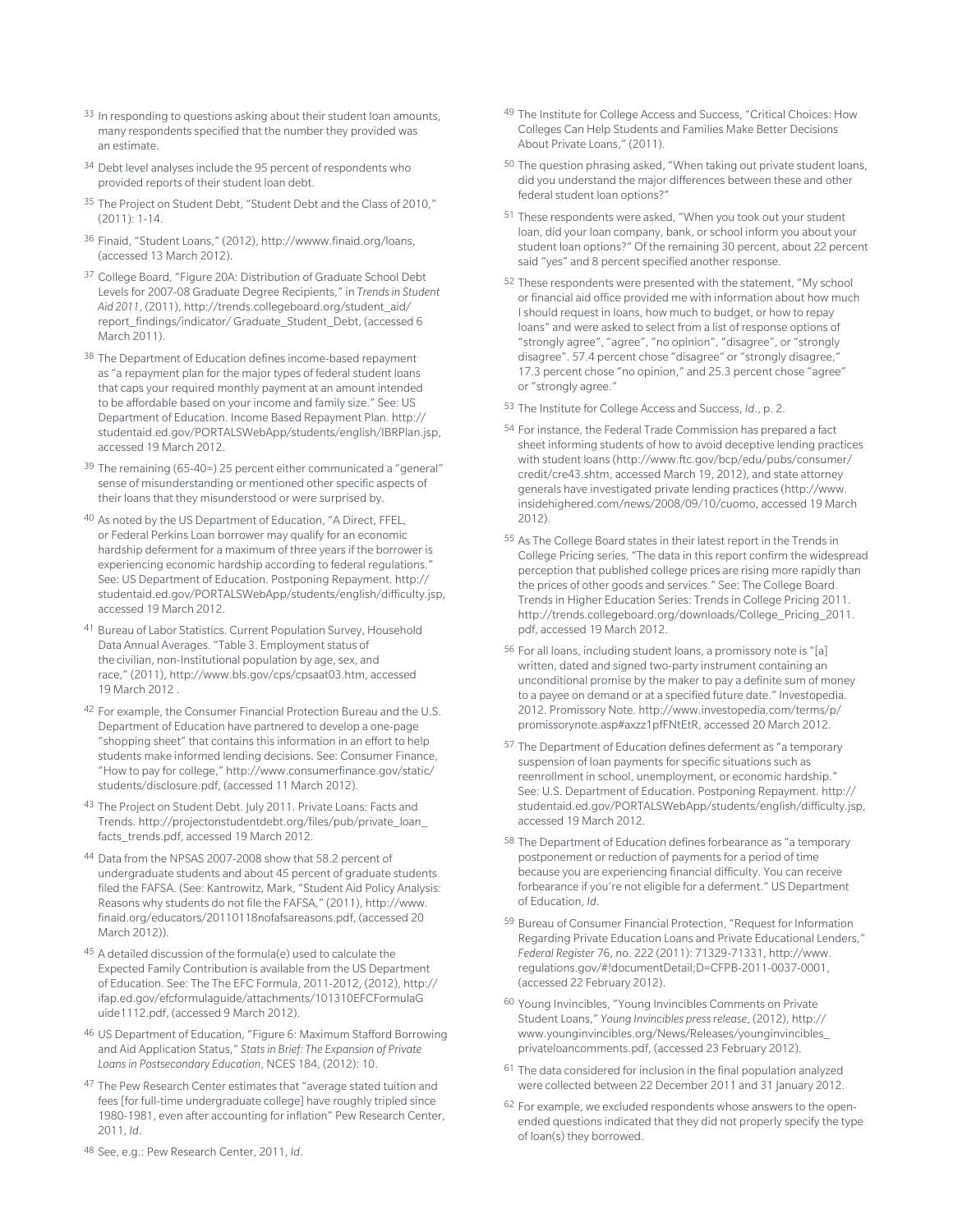[33] In responding to questions asking about their student loan amounts, many respondents specified that the number they provided was an estimate.

[34] Debt level analyses include the 95 percent of respondents who provided reports of their student loan debt.

[35] The Project on Student Debt, "Student Debt and the Class of 2010," (2011): 1-14.

[36] Finaid, "Student Loans," (2012), http://wwww.finaid.org/loans, (accessed 13 March 2012).

[37] College Board, "Figure 20A: Distribution of Graduate School Debt Levels for 2007-08 Graduate Degree Recipients," in *Trends in Student Aid 2011*, (2011), http://trends.collegeboard.org/student_aid/report_findings/indicator/ Graduate_Student_Debt, (accessed 6 March 2011).

[38] The Department of Education defines income-based repayment as "a repayment plan for the major types of federal student loans that caps your required monthly payment at an amount intended to be affordable based on your income and family size." See: US Department of Education. Income Based Repayment Plan. http://studentaid.ed.gov/PORTALSWebApp/students/english/IBRPlan.jsp, accessed 19 March 2012.

[39] The remaining (65-40=) 25 percent either communicated a "general" sense of misunderstanding or mentioned other specific aspects of their loans that they misunderstood or were surprised by.

[40] As noted by the US Department of Education, "A Direct, FFEL, or Federal Perkins Loan borrower may qualify for an economic hardship deferment for a maximum of three years if the borrower is experiencing economic hardship according to federal regulations." See: US Department of Education. Postponing Repayment. http://studentaid.ed.gov/PORTALSWebApp/students/english/difficulty.jsp, accessed 19 March 2012.

[41] Bureau of Labor Statistics. Current Population Survey, Household Data Annual Averages. "Table 3. Employment status of the civilian, non-Institutional population by age, sex, and race," (2011), http://www.bls.gov/cps/cpsaat03.htm, accessed 19 March 2012 .

[42] For example, the Consumer Financial Protection Bureau and the U.S. Department of Education have partnered to develop a one-page "shopping sheet" that contains this information in an effort to help students make informed lending decisions. See: Consumer Finance, "How to pay for college," http://www.consumerfinance.gov/static/students/disclosure.pdf, (accessed 11 March 2012).

[43] The Project on Student Debt. July 2011. Private Loans: Facts and Trends. http://projectonstudentdebt.org/files/pub/private_loan_facts_trends.pdf, accessed 19 March 2012.

[44] Data from the NPSAS 2007-2008 show that 58.2 percent of undergraduate students and about 45 percent of graduate students filed the FAFSA. (See: Kantrowitz, Mark, "Student Aid Policy Analysis: Reasons why students do not file the FAFSA," (2011), http://www.finaid.org/educators/20110118nofafsareasons.pdf, (accessed 20 March 2012)).

[45] A detailed discussion of the formula(e) used to calculate the Expected Family Contribution is available from the US Department of Education. See: The The EFC Formula, 2011-2012, (2012), http://ifap.ed.gov/efcformulaguide/attachments/101310EFCFormulaGuide1112.pdf, (accessed 9 March 2012).

[46] US Department of Education, "Figure 6: Maximum Stafford Borrowing and Aid Application Status," *Stats in Brief: The Expansion of Private Loans in Postsecondary Education*, NCES 184, (2012): 10.

[47] The Pew Research Center estimates that "average stated tuition and fees [for full-time undergraduate college] have roughly tripled since 1980-1981, even after accounting for inflation" Pew Research Center, 2011, *Id*.

[48] See, e.g.: Pew Research Center, 2011, *Id*.

[49] The Institute for College Access and Success, "Critical Choices: How Colleges Can Help Students and Families Make Better Decisions About Private Loans," (2011).

[50] The question phrasing asked, "When taking out private student loans, did you understand the major differences between these and other federal student loan options?"

[51] These respondents were asked, "When you took out your student loan, did your loan company, bank, or school inform you about your student loan options?" Of the remaining 30 percent, about 22 percent said "yes" and 8 percent specified another response.

[52] These respondents were presented with the statement, "My school or financial aid office provided me with information about how much I should request in loans, how much to budget, or how to repay loans" and were asked to select from a list of response options of "strongly agree", "agree", "no opinion", "disagree", or "strongly disagree". 57.4 percent chose "disagree" or "strongly disagree," 17.3 percent chose "no opinion," and 25.3 percent chose "agree" or "strongly agree."

[53] The Institute for College Access and Success, *Id*., p. 2.

[54] For instance, the Federal Trade Commission has prepared a fact sheet informing students of how to avoid deceptive lending practices with student loans (http://www.ftc.gov/bcp/edu/pubs/consumer/credit/cre43.shtm, accessed March 19, 2012), and state attorney generals have investigated private lending practices (http://www.insidehighered.com/news/2008/09/10/cuomo, accessed 19 March 2012).

[55] As The College Board states in their latest report in the Trends in College Pricing series, "The data in this report confirm the widespread perception that published college prices are rising more rapidly than the prices of other goods and services." See: The College Board. Trends in Higher Education Series: Trends in College Pricing 2011. http://trends.collegeboard.org/downloads/College_Pricing_2011.pdf, accessed 19 March 2012.

[56] For all loans, including student loans, a promissory note is "[a] written, dated and signed two-party instrument containing an unconditional promise by the maker to pay a definite sum of money to a payee on demand or at a specified future date." Investopedia. 2012. Promissory Note. http://www.investopedia.com/terms/p/promissorynote.asp#axzz1pfFNtEtR, accessed 20 March 2012.

[57] The Department of Education defines deferment as "a temporary suspension of loan payments for specific situations such as reenrollment in school, unemployment, or economic hardship." See: U.S. Department of Education. Postponing Repayment. http://studentaid.ed.gov/PORTALSWebApp/students/english/difficulty.jsp, accessed 19 March 2012.

[58] The Department of Education defines forbearance as "a temporary postponement or reduction of payments for a period of time because you are experiencing financial difficulty. You can receive forbearance if you're not eligible for a deferment." US Department of Education, *Id*.

[59] Bureau of Consumer Financial Protection, "Request for Information Regarding Private Education Loans and Private Educational Lenders," *Federal Register* 76, no. 222 (2011): 71329-71331, http://www.regulations.gov/#!documentDetail;D=CFPB-2011-0037-0001, (accessed 22 February 2012).

[60] Young Invincibles, "Young Invincibles Comments on Private Student Loans," *Young Invincibles press release*, (2012), http://www.younginvincibles.org/News/Releases/younginvincibles_privateloancomments.pdf, (accessed 23 February 2012).

[61] The data considered for inclusion in the final population analyzed were collected between 22 December 2011 and 31 January 2012.

[62] For example, we excluded respondents whose answers to the open-ended questions indicated that they did not properly specify the type of loan(s) they borrowed.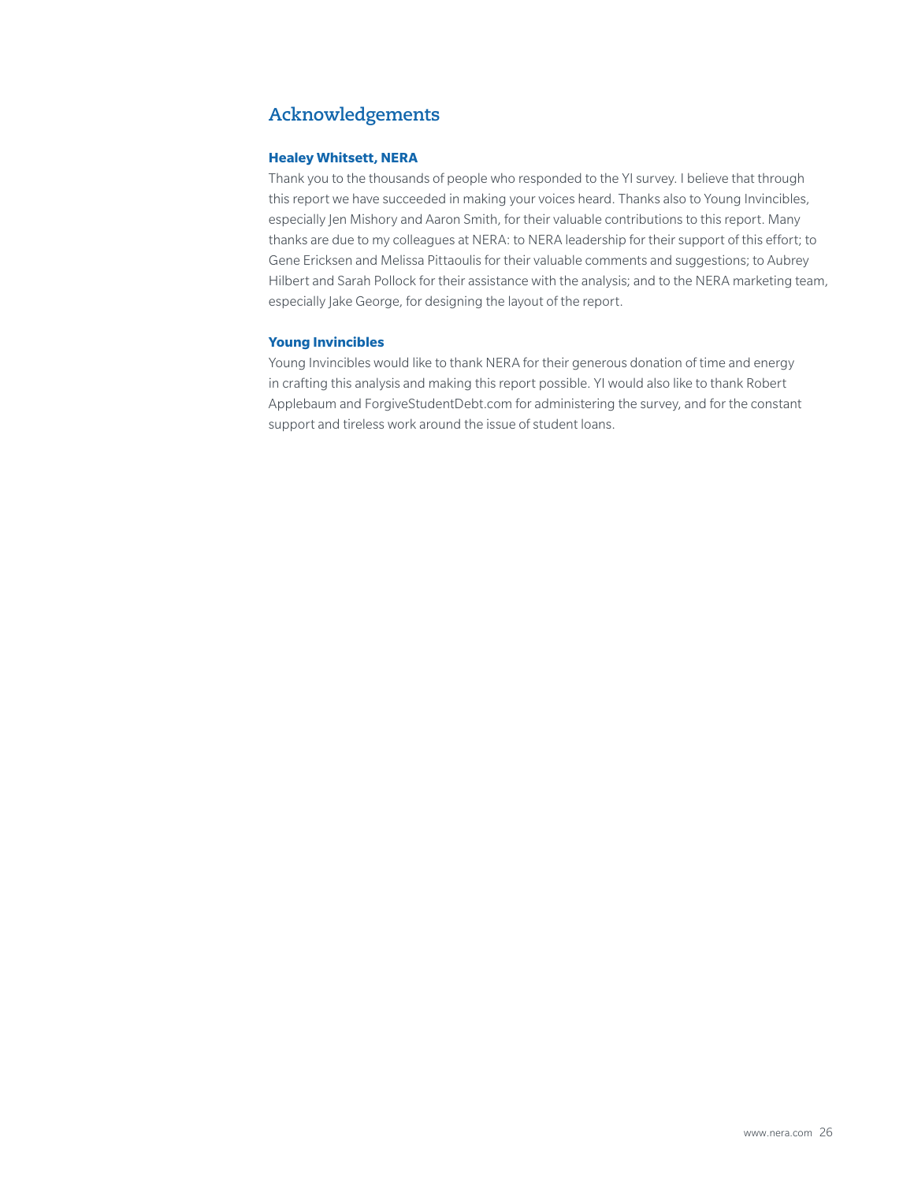## Acknowledgements

**Healey Whitsett, NERA**

Thank you to the thousands of people who responded to the YI survey. I believe that through this report we have succeeded in making your voices heard. Thanks also to Young Invincibles, especially Jen Mishory and Aaron Smith, for their valuable contributions to this report. Many thanks are due to my colleagues at NERA: to NERA leadership for their support of this effort; to Gene Ericksen and Melissa Pittaoulis for their valuable comments and suggestions; to Aubrey Hilbert and Sarah Pollock for their assistance with the analysis; and to the NERA marketing team, especially Jake George, for designing the layout of the report.

**Young Invincibles**

Young Invincibles would like to thank NERA for their generous donation of time and energy in crafting this analysis and making this report possible. YI would also like to thank Robert Applebaum and ForgiveStudentDebt.com for administering the survey, and for the constant support and tireless work around the issue of student loans.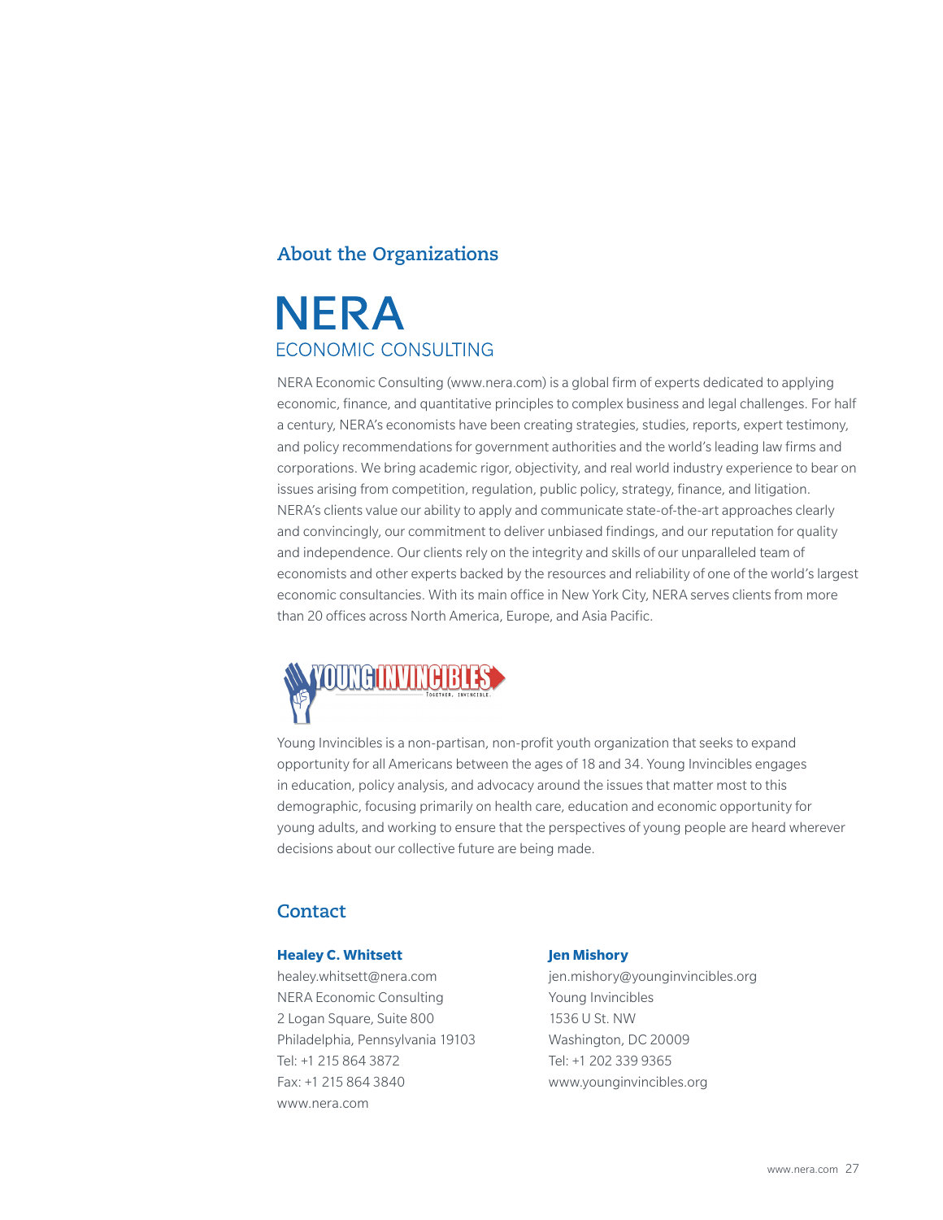## About the Organizations

NERA
ECONOMIC CONSULTING

NERA Economic Consulting (www.nera.com) is a global firm of experts dedicated to applying economic, finance, and quantitative principles to complex business and legal challenges. For half a century, NERA's economists have been creating strategies, studies, reports, expert testimony, and policy recommendations for government authorities and the world's leading law firms and corporations. We bring academic rigor, objectivity, and real world industry experience to bear on issues arising from competition, regulation, public policy, strategy, finance, and litigation. NERA's clients value our ability to apply and communicate state-of-the-art approaches clearly and convincingly, our commitment to deliver unbiased findings, and our reputation for quality and independence. Our clients rely on the integrity and skills of our unparalleled team of economists and other experts backed by the resources and reliability of one of the world's largest economic consultancies. With its main office in New York City, NERA serves clients from more than 20 offices across North America, Europe, and Asia Pacific.

YOUNG INVINCIBLES
TOGETHER, INVINCIBLE.

Young Invincibles is a non-partisan, non-profit youth organization that seeks to expand opportunity for all Americans between the ages of 18 and 34. Young Invincibles engages in education, policy analysis, and advocacy around the issues that matter most to this demographic, focusing primarily on health care, education and economic opportunity for young adults, and working to ensure that the perspectives of young people are heard wherever decisions about our collective future are being made.

## Contact

**Healey C. Whitsett**
healey.whitsett@nera.com
NERA Economic Consulting
2 Logan Square, Suite 800
Philadelphia, Pennsylvania 19103
Tel: +1 215 864 3872
Fax: +1 215 864 3840
www.nera.com

**Jen Mishory**
jen.mishory@younginvincibles.org
Young Invincibles
1536 U St. NW
Washington, DC 20009
Tel: +1 202 339 9365
www.younginvincibles.org